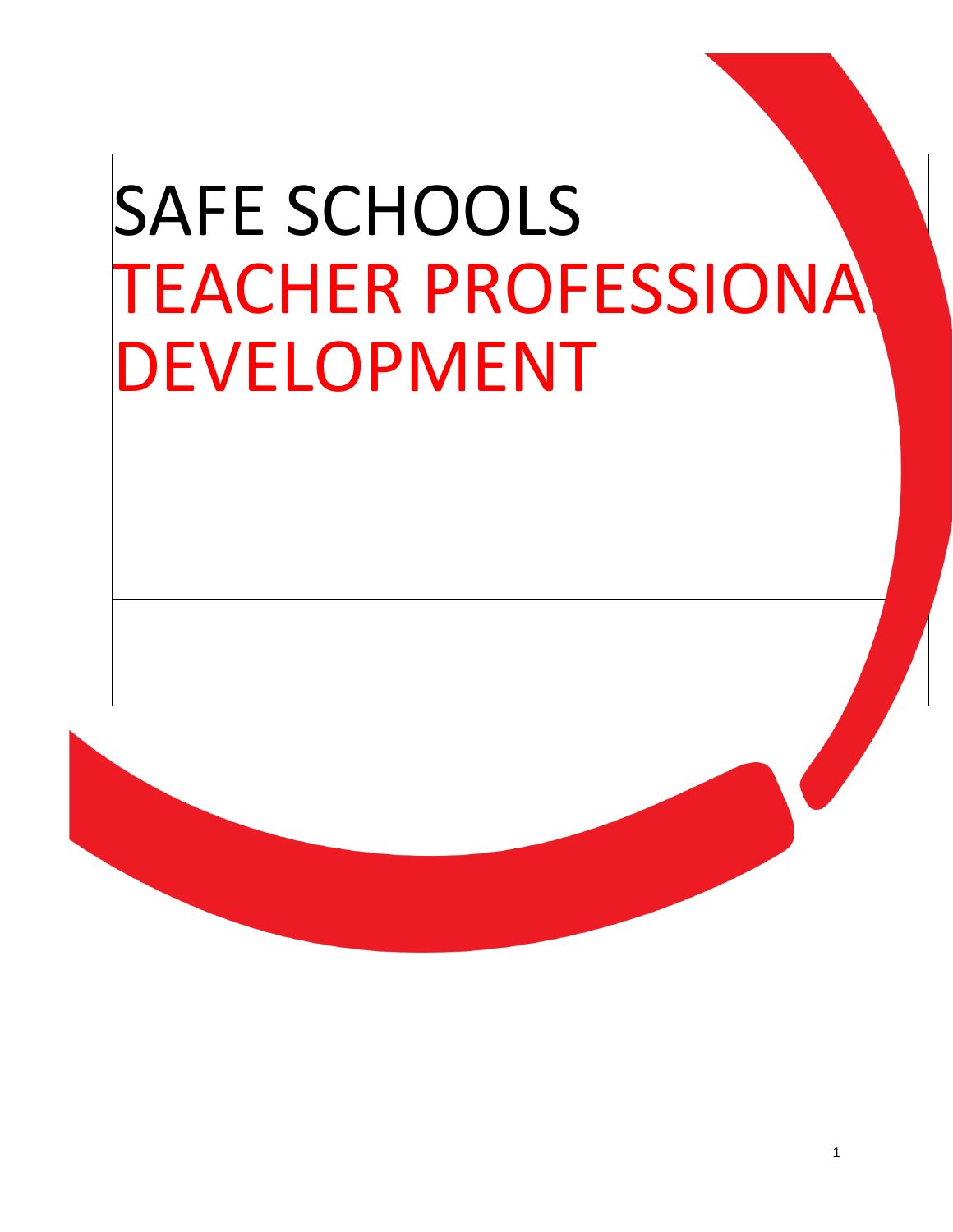# SAFE SCHOOLS

# TEACHER PROFESSIONAL DEVELOPMENT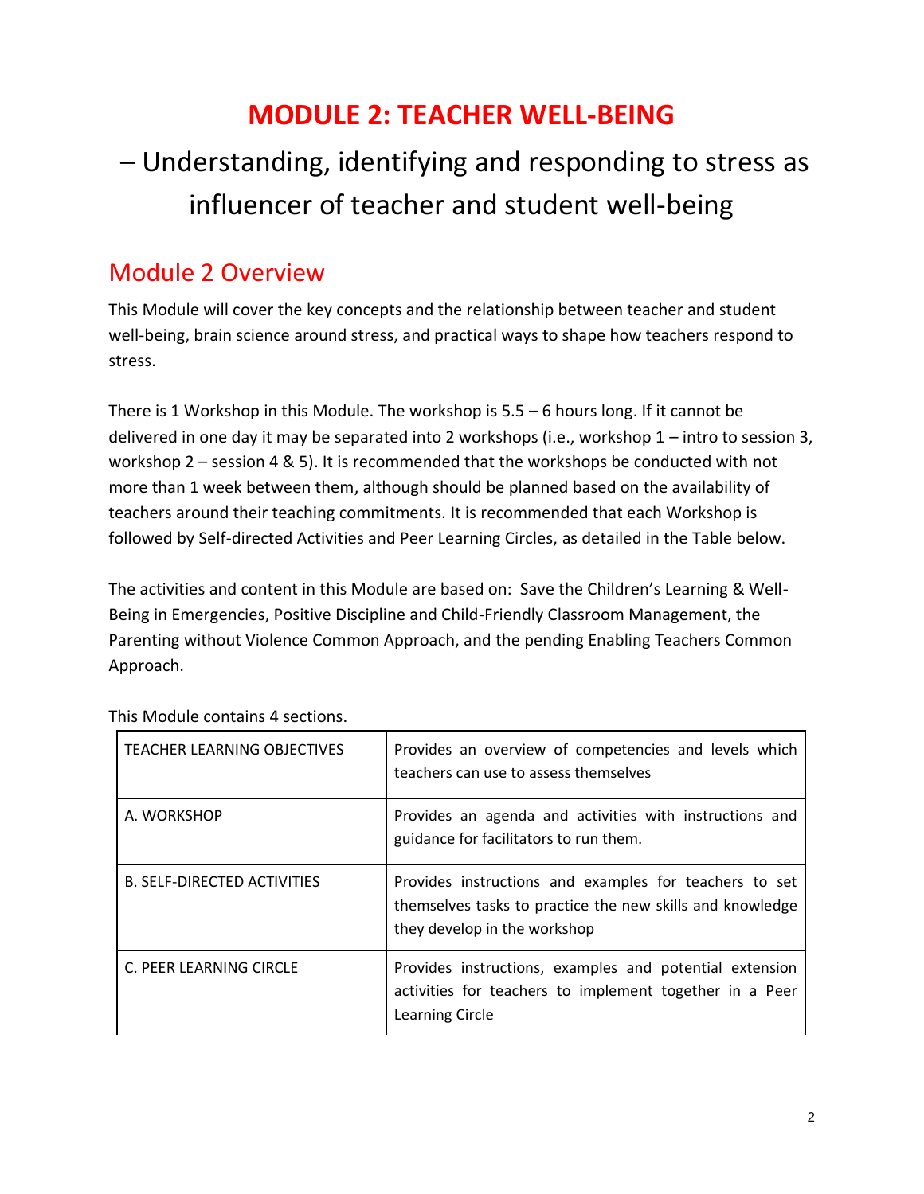# MODULE 2: TEACHER WELL-BEING

## – Understanding, identifying and responding to stress as influencer of teacher and student well-being

## Module 2 Overview

This Module will cover the key concepts and the relationship between teacher and student well-being, brain science around stress, and practical ways to shape how teachers respond to stress.

There is 1 Workshop in this Module. The workshop is 5.5 – 6 hours long. If it cannot be delivered in one day it may be separated into 2 workshops (i.e., workshop 1 – intro to session 3, workshop 2 – session 4 & 5). It is recommended that the workshops be conducted with not more than 1 week between them, although should be planned based on the availability of teachers around their teaching commitments. It is recommended that each Workshop is followed by Self-directed Activities and Peer Learning Circles, as detailed in the Table below.

The activities and content in this Module are based on: Save the Children's Learning & Well-Being in Emergencies, Positive Discipline and Child-Friendly Classroom Management, the Parenting without Violence Common Approach, and the pending Enabling Teachers Common Approach.

This Module contains 4 sections.

| | |
|---|---|
| TEACHER LEARNING OBJECTIVES | Provides an overview of competencies and levels which teachers can use to assess themselves |
| A. WORKSHOP | Provides an agenda and activities with instructions and guidance for facilitators to run them. |
| B. SELF-DIRECTED ACTIVITIES | Provides instructions and examples for teachers to set themselves tasks to practice the new skills and knowledge they develop in the workshop |
| C. PEER LEARNING CIRCLE | Provides instructions, examples and potential extension activities for teachers to implement together in a Peer Learning Circle |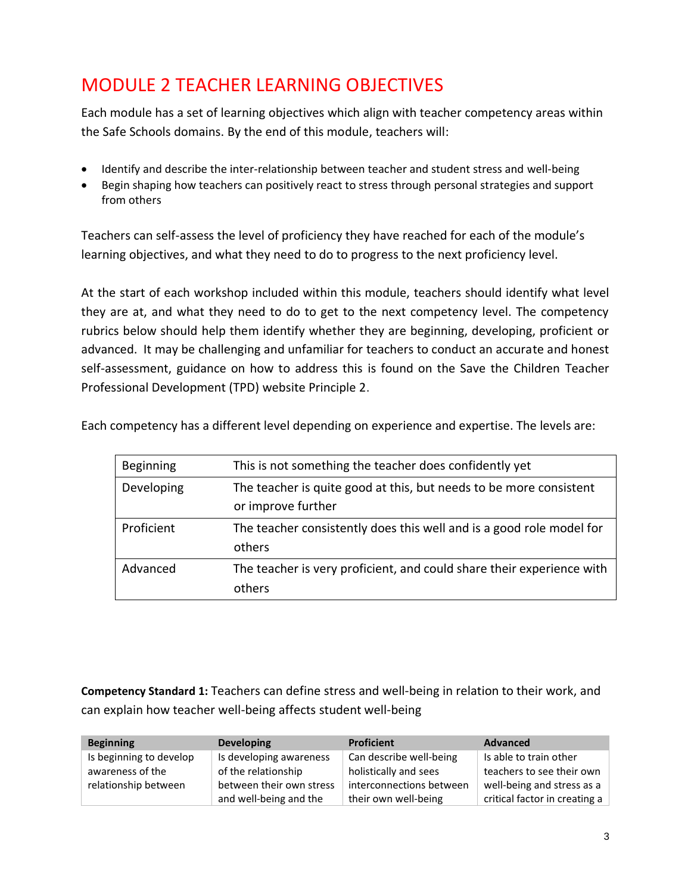# MODULE 2 TEACHER LEARNING OBJECTIVES

Each module has a set of learning objectives which align with teacher competency areas within the Safe Schools domains. By the end of this module, teachers will:

- Identify and describe the inter-relationship between teacher and student stress and well-being
- Begin shaping how teachers can positively react to stress through personal strategies and support from others

Teachers can self-assess the level of proficiency they have reached for each of the module's learning objectives, and what they need to do to progress to the next proficiency level.

At the start of each workshop included within this module, teachers should identify what level they are at, and what they need to do to get to the next competency level. The competency rubrics below should help them identify whether they are beginning, developing, proficient or advanced. It may be challenging and unfamiliar for teachers to conduct an accurate and honest self-assessment, guidance on how to address this is found on the Save the Children Teacher Professional Development (TPD) website Principle 2.

Each competency has a different level depending on experience and expertise. The levels are:

| | |
|---|---|
| Beginning | This is not something the teacher does confidently yet |
| Developing | The teacher is quite good at this, but needs to be more consistent or improve further |
| Proficient | The teacher consistently does this well and is a good role model for others |
| Advanced | The teacher is very proficient, and could share their experience with others |

**Competency Standard 1:** Teachers can define stress and well-being in relation to their work, and can explain how teacher well-being affects student well-being

| Beginning | Developing | Proficient | Advanced |
|---|---|---|---|
| Is beginning to develop awareness of the relationship between | Is developing awareness of the relationship between their own stress and well-being and the | Can describe well-being holistically and sees interconnections between their own well-being | Is able to train other teachers to see their own well-being and stress as a critical factor in creating a |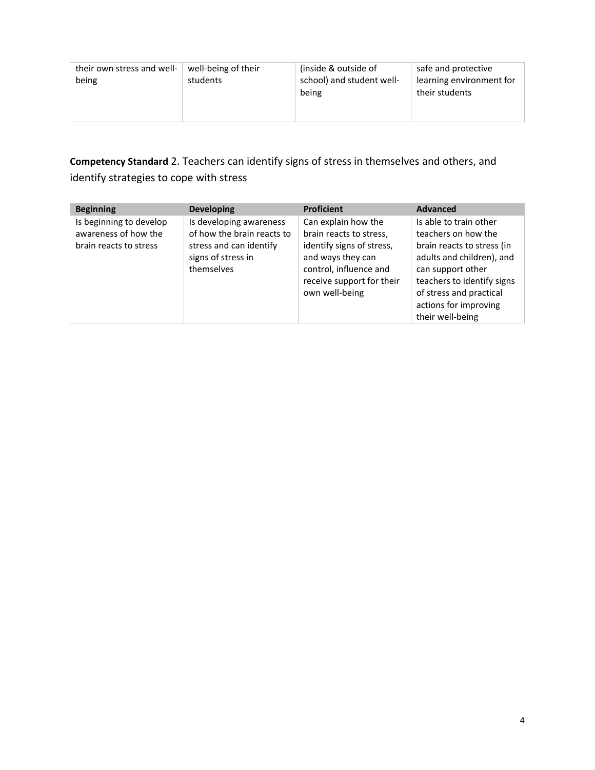| their own stress and well-being | well-being of their students | (inside & outside of school) and student well-being | safe and protective learning environment for their students |
|---|---|---|---|

**Competency Standard** 2. Teachers can identify signs of stress in themselves and others, and identify strategies to cope with stress

| Beginning | Developing | Proficient | Advanced |
|---|---|---|---|
| Is beginning to develop awareness of how the brain reacts to stress | Is developing awareness of how the brain reacts to stress and can identify signs of stress in themselves | Can explain how the brain reacts to stress, identify signs of stress, and ways they can control, influence and receive support for their own well-being | Is able to train other teachers on how the brain reacts to stress (in adults and children), and can support other teachers to identify signs of stress and practical actions for improving their well-being |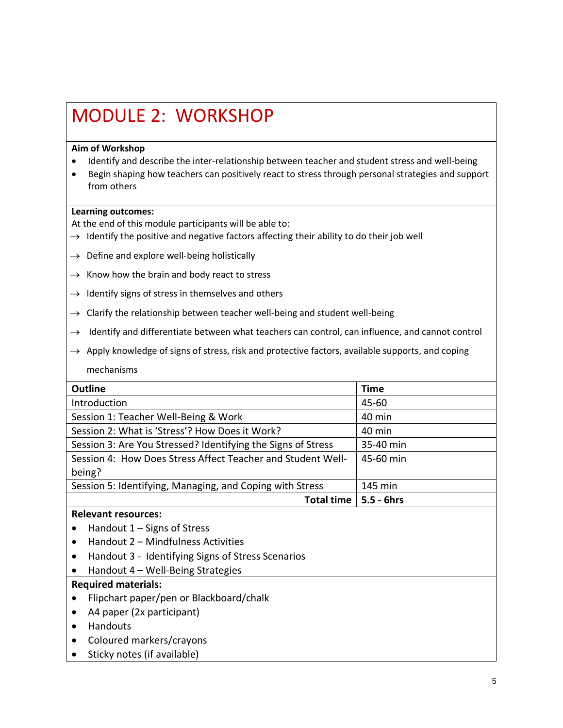# MODULE 2: WORKSHOP

**Aim of Workshop**

- Identify and describe the inter-relationship between teacher and student stress and well-being
- Begin shaping how teachers can positively react to stress through personal strategies and support from others

**Learning outcomes:**

At the end of this module participants will be able to:

→ Identify the positive and negative factors affecting their ability to do their job well

→ Define and explore well-being holistically

→ Know how the brain and body react to stress

→ Identify signs of stress in themselves and others

→ Clarify the relationship between teacher well-being and student well-being

→ Identify and differentiate between what teachers can control, can influence, and cannot control

→ Apply knowledge of signs of stress, risk and protective factors, available supports, and coping mechanisms

| **Outline** | **Time** |
|---|---|
| Introduction | 45-60 |
| Session 1: Teacher Well-Being & Work | 40 min |
| Session 2: What is 'Stress'? How Does it Work? | 40 min |
| Session 3: Are You Stressed? Identifying the Signs of Stress | 35-40 min |
| Session 4: How Does Stress Affect Teacher and Student Well-being? | 45-60 min |
| Session 5: Identifying, Managing, and Coping with Stress | 145 min |
| **Total time** | **5.5 - 6hrs** |

**Relevant resources:**

- Handout 1 – Signs of Stress
- Handout 2 – Mindfulness Activities
- Handout 3 - Identifying Signs of Stress Scenarios
- Handout 4 – Well-Being Strategies

**Required materials:**

- Flipchart paper/pen or Blackboard/chalk
- A4 paper (2x participant)
- Handouts
- Coloured markers/crayons
- Sticky notes (if available)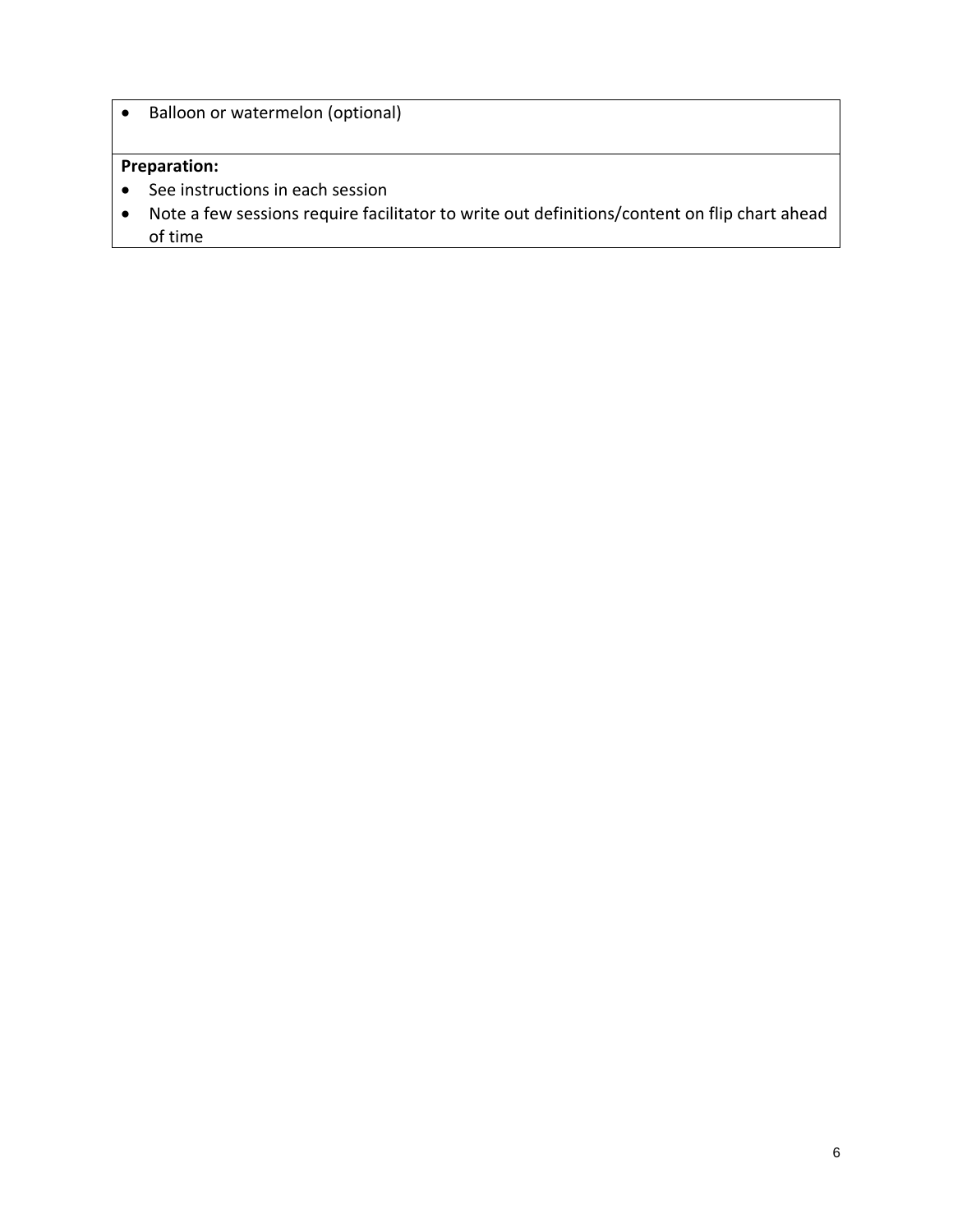- Balloon or watermelon (optional)

**Preparation:**

- See instructions in each session
- Note a few sessions require facilitator to write out definitions/content on flip chart ahead of time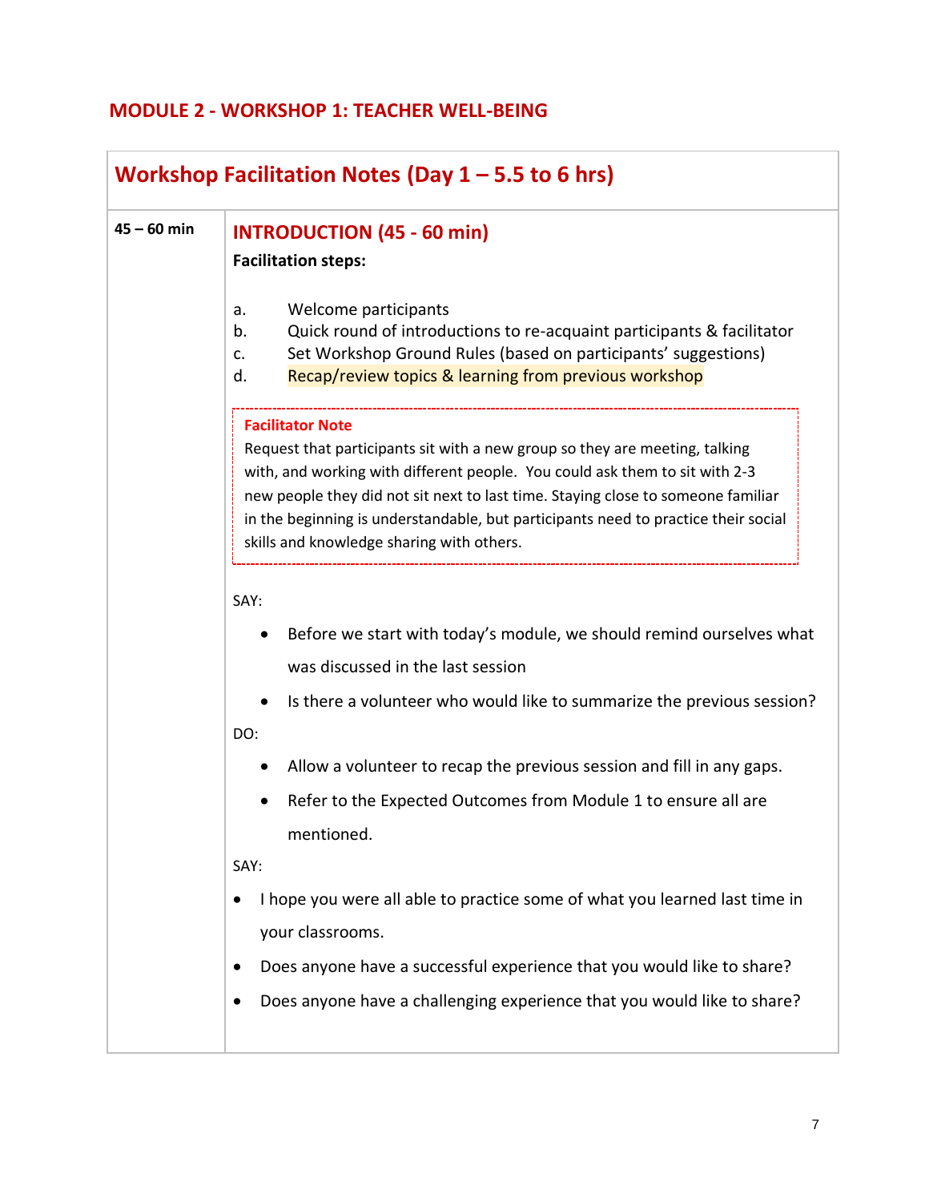## MODULE 2 - WORKSHOP 1: TEACHER WELL-BEING

### Workshop Facilitation Notes (Day 1 – 5.5 to 6 hrs)

**45 – 60 min**

### INTRODUCTION (45 - 60 min)

**Facilitation steps:**

a. Welcome participants
b. Quick round of introductions to re-acquaint participants & facilitator
c. Set Workshop Ground Rules (based on participants' suggestions)
d. Recap/review topics & learning from previous workshop

> **Facilitator Note**
> Request that participants sit with a new group so they are meeting, talking with, and working with different people. You could ask them to sit with 2-3 new people they did not sit next to last time. Staying close to someone familiar in the beginning is understandable, but participants need to practice their social skills and knowledge sharing with others.

SAY:

- Before we start with today's module, we should remind ourselves what was discussed in the last session
- Is there a volunteer who would like to summarize the previous session?

DO:

- Allow a volunteer to recap the previous session and fill in any gaps.
- Refer to the Expected Outcomes from Module 1 to ensure all are mentioned.

SAY:

- I hope you were all able to practice some of what you learned last time in your classrooms.
- Does anyone have a successful experience that you would like to share?
- Does anyone have a challenging experience that you would like to share?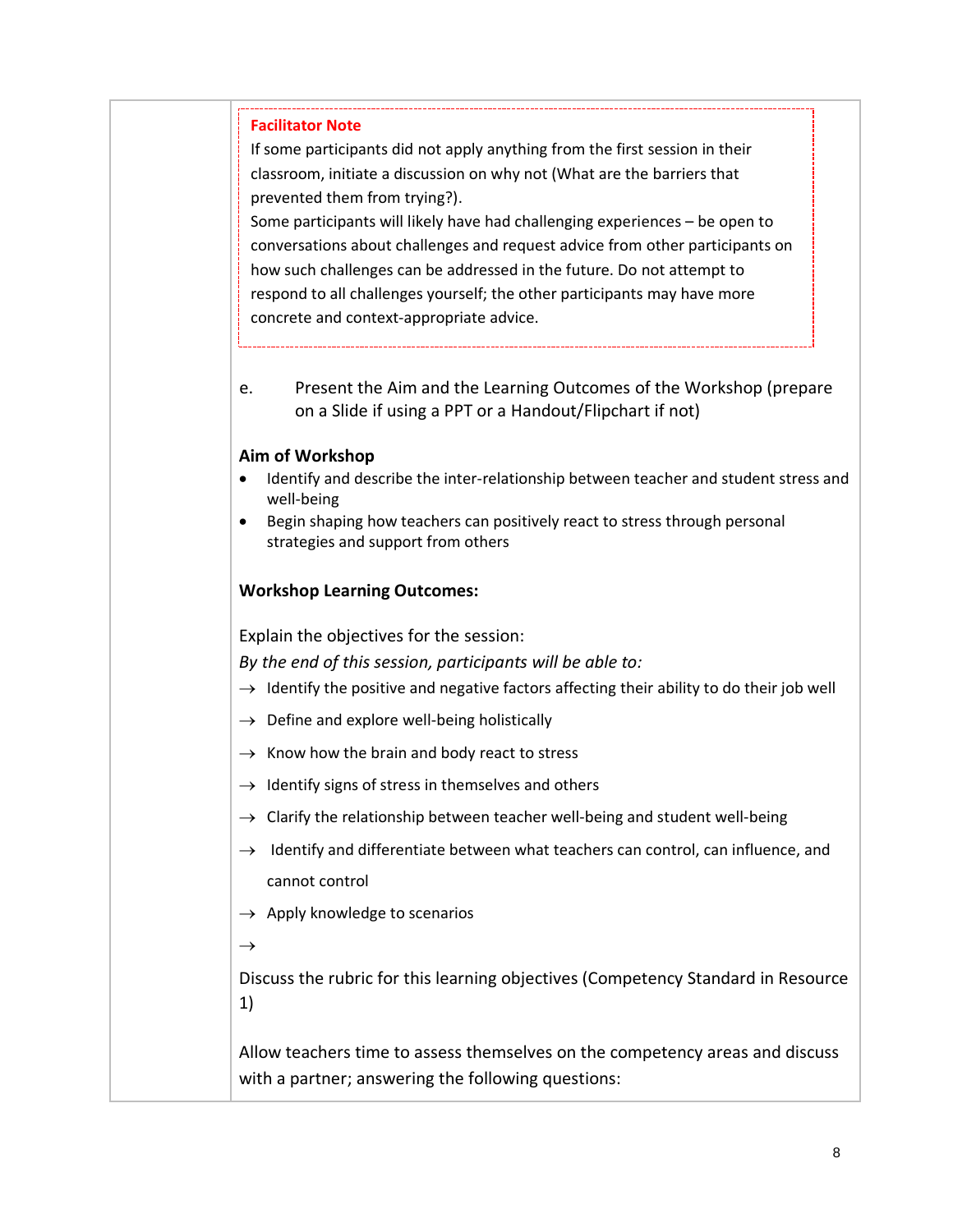**Facilitator Note**

If some participants did not apply anything from the first session in their classroom, initiate a discussion on why not (What are the barriers that prevented them from trying?).

Some participants will likely have had challenging experiences – be open to conversations about challenges and request advice from other participants on how such challenges can be addressed in the future. Do not attempt to respond to all challenges yourself; the other participants may have more concrete and context-appropriate advice.

e. Present the Aim and the Learning Outcomes of the Workshop (prepare on a Slide if using a PPT or a Handout/Flipchart if not)

**Aim of Workshop**

- Identify and describe the inter-relationship between teacher and student stress and well-being
- Begin shaping how teachers can positively react to stress through personal strategies and support from others

**Workshop Learning Outcomes:**

Explain the objectives for the session:

*By the end of this session, participants will be able to:*

→ Identify the positive and negative factors affecting their ability to do their job well

→ Define and explore well-being holistically

→ Know how the brain and body react to stress

→ Identify signs of stress in themselves and others

→ Clarify the relationship between teacher well-being and student well-being

→ Identify and differentiate between what teachers can control, can influence, and cannot control

→ Apply knowledge to scenarios

→

Discuss the rubric for this learning objectives (Competency Standard in Resource 1)

Allow teachers time to assess themselves on the competency areas and discuss with a partner; answering the following questions: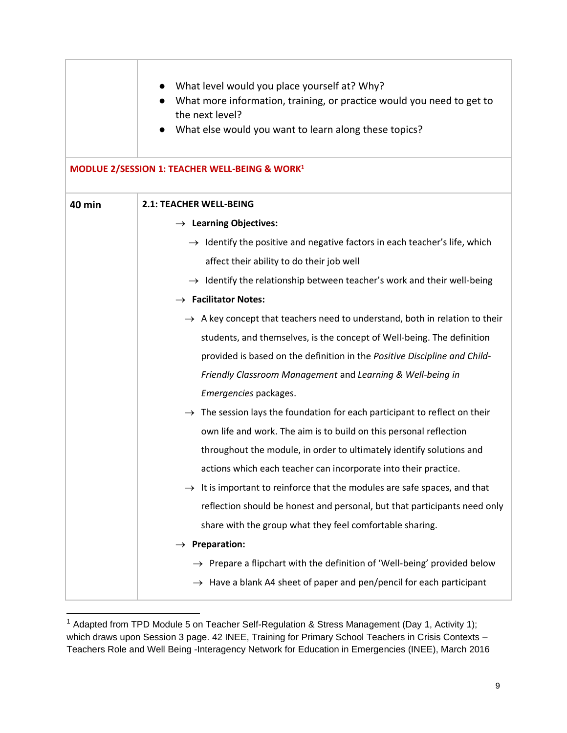| | |
|---|---|
| | ● What level would you place yourself at? Why?<br>● What more information, training, or practice would you need to get to the next level?<br>● What else would you want to learn along these topics? |
| **MODLUE 2/SESSION 1: TEACHER WELL-BEING & WORK**[1] | |
| **40 min** | **2.1: TEACHER WELL-BEING**<br>→ **Learning Objectives:**<br>→ Identify the positive and negative factors in each teacher's life, which affect their ability to do their job well<br>→ Identify the relationship between teacher's work and their well-being<br>→ **Facilitator Notes:**<br>→ A key concept that teachers need to understand, both in relation to their students, and themselves, is the concept of Well-being. The definition provided is based on the definition in the *Positive Discipline and Child-Friendly Classroom Management* and *Learning & Well-being in Emergencies* packages.<br>→ The session lays the foundation for each participant to reflect on their own life and work. The aim is to build on this personal reflection throughout the module, in order to ultimately identify solutions and actions which each teacher can incorporate into their practice.<br>→ It is important to reinforce that the modules are safe spaces, and that reflection should be honest and personal, but that participants need only share with the group what they feel comfortable sharing.<br>→ **Preparation:**<br>→ Prepare a flipchart with the definition of 'Well-being' provided below<br>→ Have a blank A4 sheet of paper and pen/pencil for each participant |

[1] Adapted from TPD Module 5 on Teacher Self-Regulation & Stress Management (Day 1, Activity 1); which draws upon Session 3 page. 42 INEE, Training for Primary School Teachers in Crisis Contexts – Teachers Role and Well Being -Interagency Network for Education in Emergencies (INEE), March 2016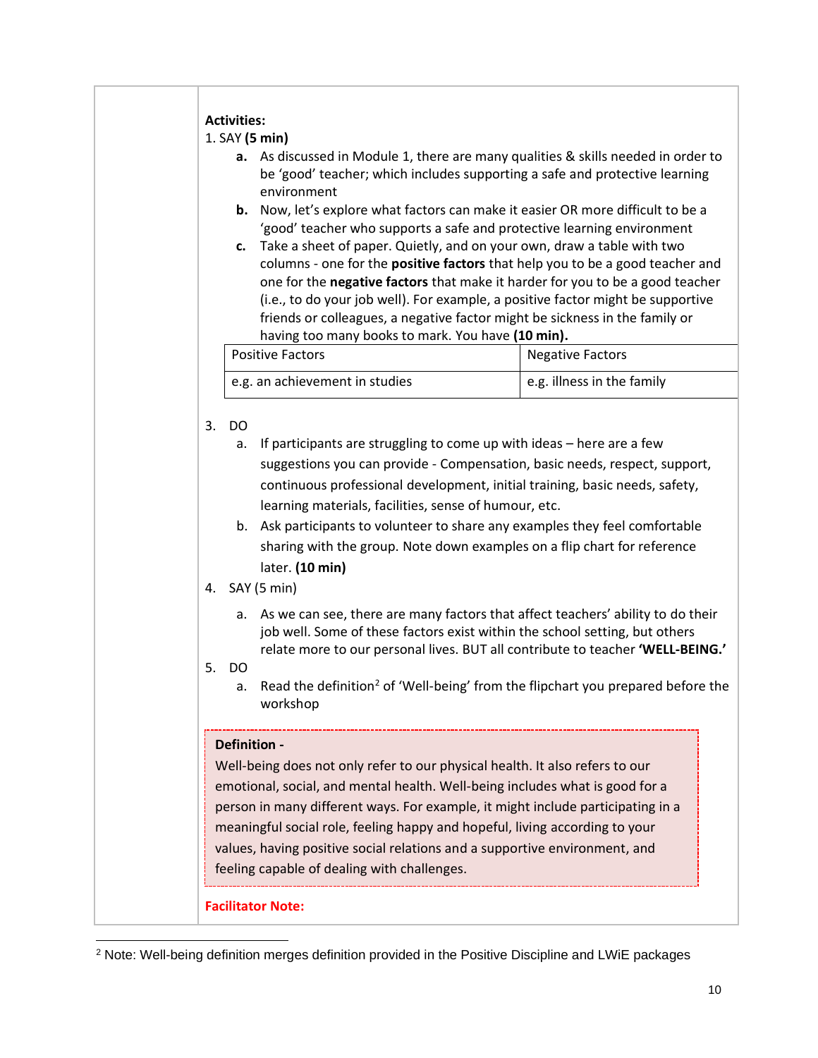**Activities:**

1. SAY **(5 min)**
   - **a.** As discussed in Module 1, there are many qualities & skills needed in order to be 'good' teacher; which includes supporting a safe and protective learning environment
   - **b.** Now, let's explore what factors can make it easier OR more difficult to be a 'good' teacher who supports a safe and protective learning environment
   - **c.** Take a sheet of paper. Quietly, and on your own, draw a table with two columns - one for the **positive factors** that help you to be a good teacher and one for the **negative factors** that make it harder for you to be a good teacher (i.e., to do your job well). For example, a positive factor might be supportive friends or colleagues, a negative factor might be sickness in the family or having too many books to mark. You have **(10 min).**

| Positive Factors | Negative Factors |
|---|---|
| e.g. an achievement in studies | e.g. illness in the family |

3. DO
   - a. If participants are struggling to come up with ideas – here are a few suggestions you can provide - Compensation, basic needs, respect, support, continuous professional development, initial training, basic needs, safety, learning materials, facilities, sense of humour, etc.
   - b. Ask participants to volunteer to share any examples they feel comfortable sharing with the group. Note down examples on a flip chart for reference later. **(10 min)**
4. SAY (5 min)
   - a. As we can see, there are many factors that affect teachers' ability to do their job well. Some of these factors exist within the school setting, but others relate more to our personal lives. BUT all contribute to teacher **'WELL-BEING.'**
5. DO
   - a. Read the definition[2] of 'Well-being' from the flipchart you prepared before the workshop

> **Definition -**
> Well-being does not only refer to our physical health. It also refers to our emotional, social, and mental health. Well-being includes what is good for a person in many different ways. For example, it might include participating in a meaningful social role, feeling happy and hopeful, living according to your values, having positive social relations and a supportive environment, and feeling capable of dealing with challenges.

**Facilitator Note:**

---

[2] Note: Well-being definition merges definition provided in the Positive Discipline and LWiE packages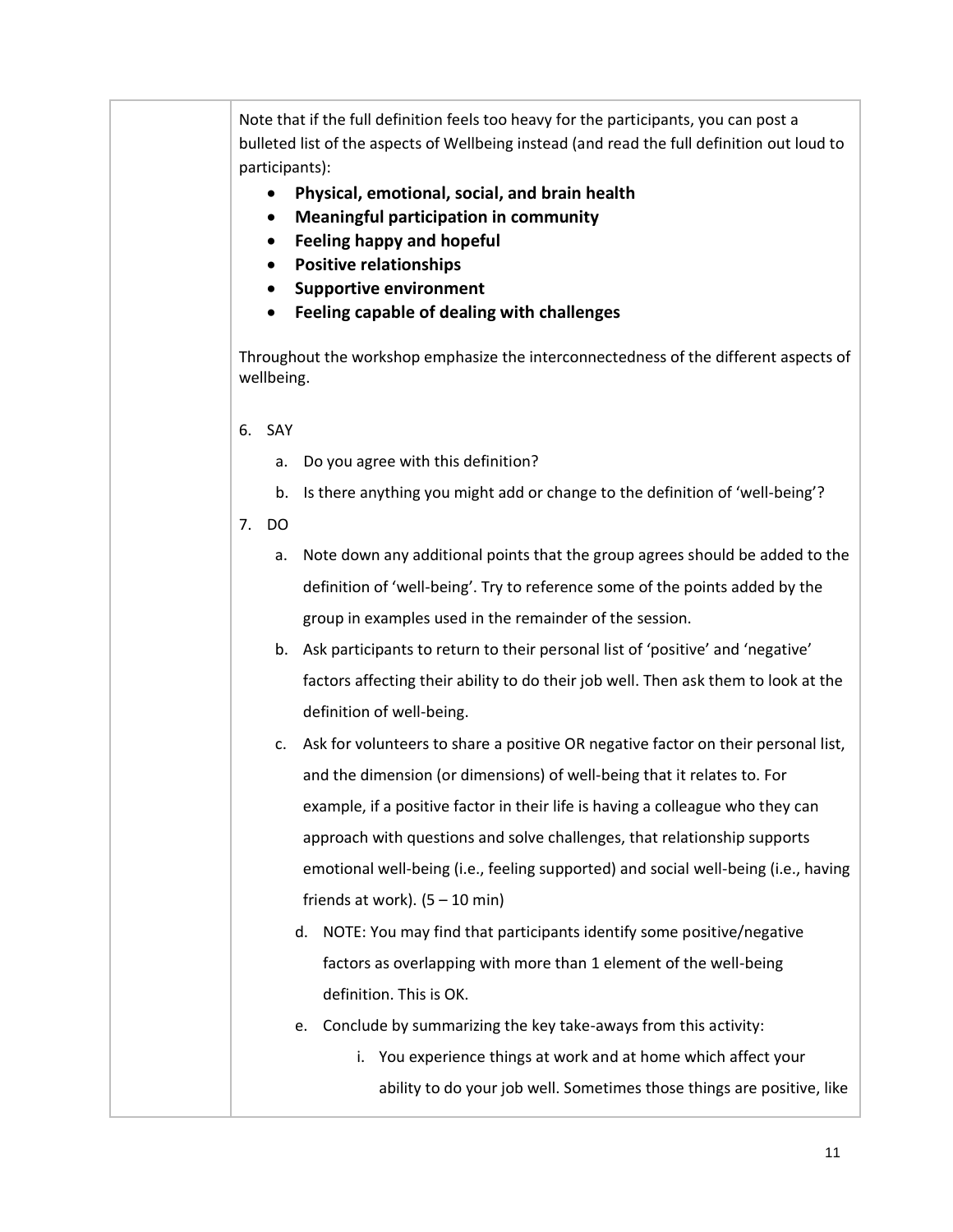Note that if the full definition feels too heavy for the participants, you can post a bulleted list of the aspects of Wellbeing instead (and read the full definition out loud to participants):

- **Physical, emotional, social, and brain health**
- **Meaningful participation in community**
- **Feeling happy and hopeful**
- **Positive relationships**
- **Supportive environment**
- **Feeling capable of dealing with challenges**

Throughout the workshop emphasize the interconnectedness of the different aspects of wellbeing.

6. SAY
    a. Do you agree with this definition?
    b. Is there anything you might add or change to the definition of 'well-being'?
7. DO
    a. Note down any additional points that the group agrees should be added to the definition of 'well-being'. Try to reference some of the points added by the group in examples used in the remainder of the session.
    b. Ask participants to return to their personal list of 'positive' and 'negative' factors affecting their ability to do their job well. Then ask them to look at the definition of well-being.
    c. Ask for volunteers to share a positive OR negative factor on their personal list, and the dimension (or dimensions) of well-being that it relates to. For example, if a positive factor in their life is having a colleague who they can approach with questions and solve challenges, that relationship supports emotional well-being (i.e., feeling supported) and social well-being (i.e., having friends at work). (5 – 10 min)
        d. NOTE: You may find that participants identify some positive/negative factors as overlapping with more than 1 element of the well-being definition. This is OK.
        e. Conclude by summarizing the key take-aways from this activity:
            i. You experience things at work and at home which affect your ability to do your job well. Sometimes those things are positive, like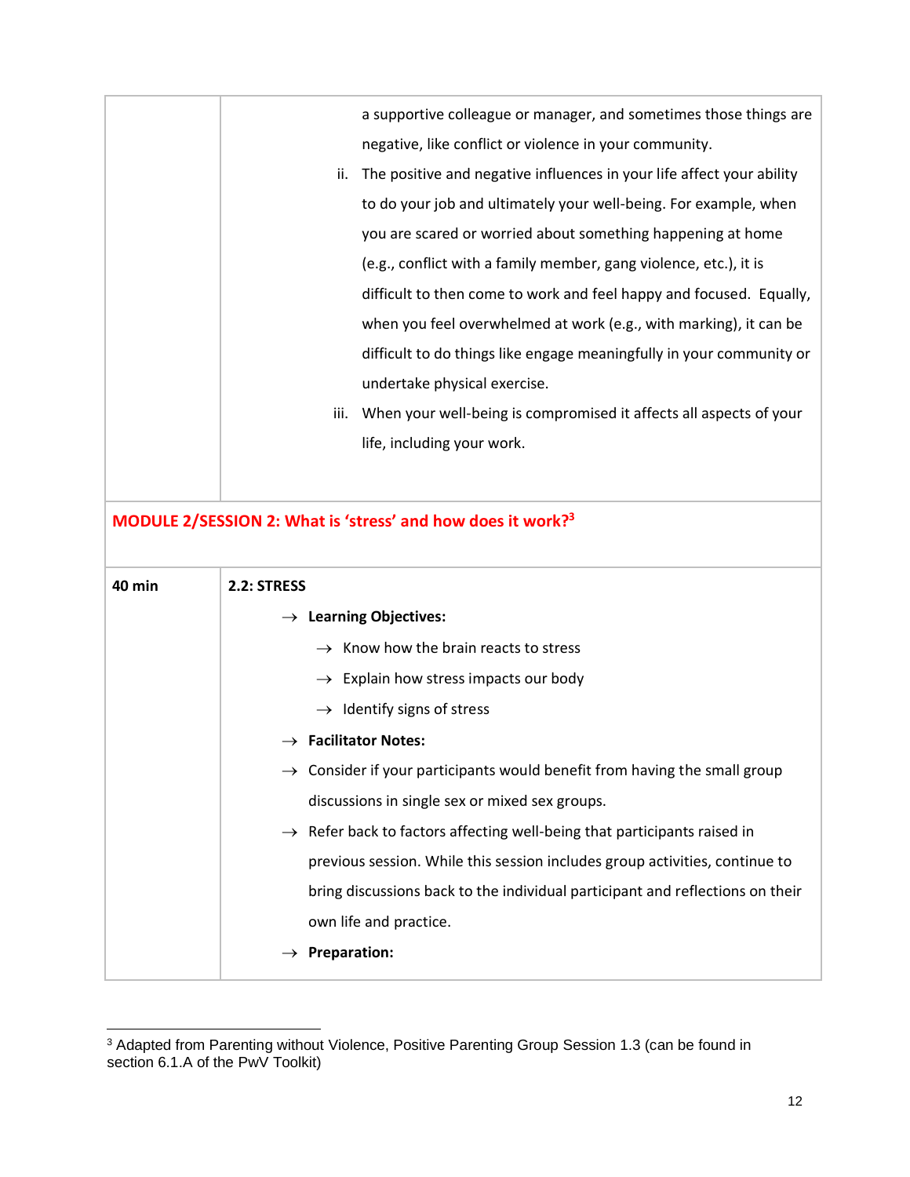| | |
|---|---|
| | a supportive colleague or manager, and sometimes those things are negative, like conflict or violence in your community.<br>ii. The positive and negative influences in your life affect your ability to do your job and ultimately your well-being. For example, when you are scared or worried about something happening at home (e.g., conflict with a family member, gang violence, etc.), it is difficult to then come to work and feel happy and focused. Equally, when you feel overwhelmed at work (e.g., with marking), it can be difficult to do things like engage meaningfully in your community or undertake physical exercise.<br>iii. When your well-being is compromised it affects all aspects of your life, including your work. |

**MODULE 2/SESSION 2: What is 'stress' and how does it work?[3]**

| | |
|---|---|
| **40 min** | **2.2: STRESS**<br>→ **Learning Objectives:**<br>→ Know how the brain reacts to stress<br>→ Explain how stress impacts our body<br>→ Identify signs of stress<br>→ **Facilitator Notes:**<br>→ Consider if your participants would benefit from having the small group discussions in single sex or mixed sex groups.<br>→ Refer back to factors affecting well-being that participants raised in previous session. While this session includes group activities, continue to bring discussions back to the individual participant and reflections on their own life and practice.<br>→ **Preparation:** |

[3] Adapted from Parenting without Violence, Positive Parenting Group Session 1.3 (can be found in section 6.1.A of the PwV Toolkit)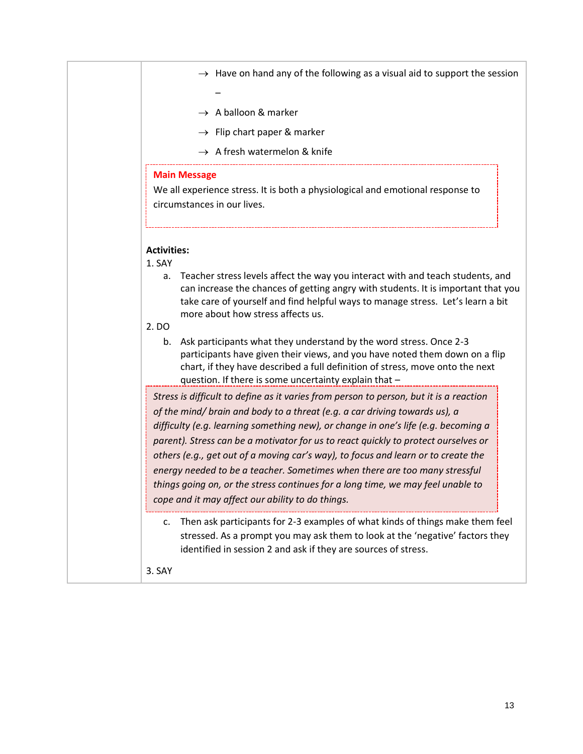- → Have on hand any of the following as a visual aid to support the session –
- → A balloon & marker
- → Flip chart paper & marker
- → A fresh watermelon & knife

> **Main Message**
> We all experience stress. It is both a physiological and emotional response to circumstances in our lives.

**Activities:**

1. SAY
   a. Teacher stress levels affect the way you interact with and teach students, and can increase the chances of getting angry with students. It is important that you take care of yourself and find helpful ways to manage stress. Let's learn a bit more about how stress affects us.
2. DO
   b. Ask participants what they understand by the word stress. Once 2-3 participants have given their views, and you have noted them down on a flip chart, if they have described a full definition of stress, move onto the next question. If there is some uncertainty explain that –

> *Stress is difficult to define as it varies from person to person, but it is a reaction of the mind/ brain and body to a threat (e.g. a car driving towards us), a difficulty (e.g. learning something new), or change in one's life (e.g. becoming a parent). Stress can be a motivator for us to react quickly to protect ourselves or others (e.g., get out of a moving car's way), to focus and learn or to create the energy needed to be a teacher. Sometimes when there are too many stressful things going on, or the stress continues for a long time, we may feel unable to cope and it may affect our ability to do things.*

   c. Then ask participants for 2-3 examples of what kinds of things make them feel stressed. As a prompt you may ask them to look at the 'negative' factors they identified in session 2 and ask if they are sources of stress.

3. SAY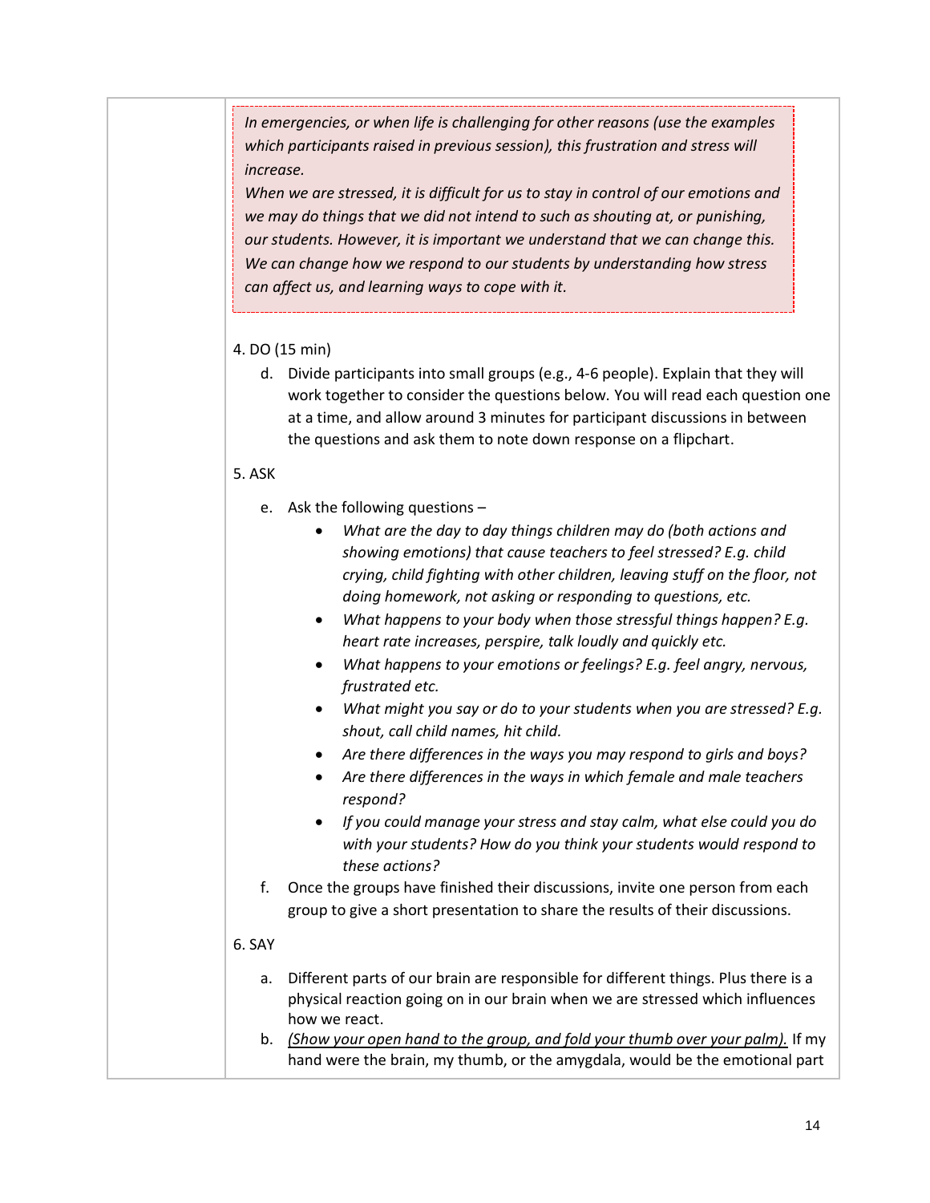*In emergencies, or when life is challenging for other reasons (use the examples which participants raised in previous session), this frustration and stress will increase.*
*When we are stressed, it is difficult for us to stay in control of our emotions and we may do things that we did not intend to such as shouting at, or punishing, our students. However, it is important we understand that we can change this. We can change how we respond to our students by understanding how stress can affect us, and learning ways to cope with it.*

4. DO (15 min)

d. Divide participants into small groups (e.g., 4-6 people). Explain that they will work together to consider the questions below. You will read each question one at a time, and allow around 3 minutes for participant discussions in between the questions and ask them to note down response on a flipchart.

5. ASK

e. Ask the following questions –
   - *What are the day to day things children may do (both actions and showing emotions) that cause teachers to feel stressed? E.g. child crying, child fighting with other children, leaving stuff on the floor, not doing homework, not asking or responding to questions, etc.*
   - *What happens to your body when those stressful things happen? E.g. heart rate increases, perspire, talk loudly and quickly etc.*
   - *What happens to your emotions or feelings? E.g. feel angry, nervous, frustrated etc.*
   - *What might you say or do to your students when you are stressed? E.g. shout, call child names, hit child.*
   - *Are there differences in the ways you may respond to girls and boys?*
   - *Are there differences in the ways in which female and male teachers respond?*
   - *If you could manage your stress and stay calm, what else could you do with your students? How do you think your students would respond to these actions?*

f. Once the groups have finished their discussions, invite one person from each group to give a short presentation to share the results of their discussions.

6. SAY

a. Different parts of our brain are responsible for different things. Plus there is a physical reaction going on in our brain when we are stressed which influences how we react.

b. *(Show your open hand to the group, and fold your thumb over your palm).* If my hand were the brain, my thumb, or the amygdala, would be the emotional part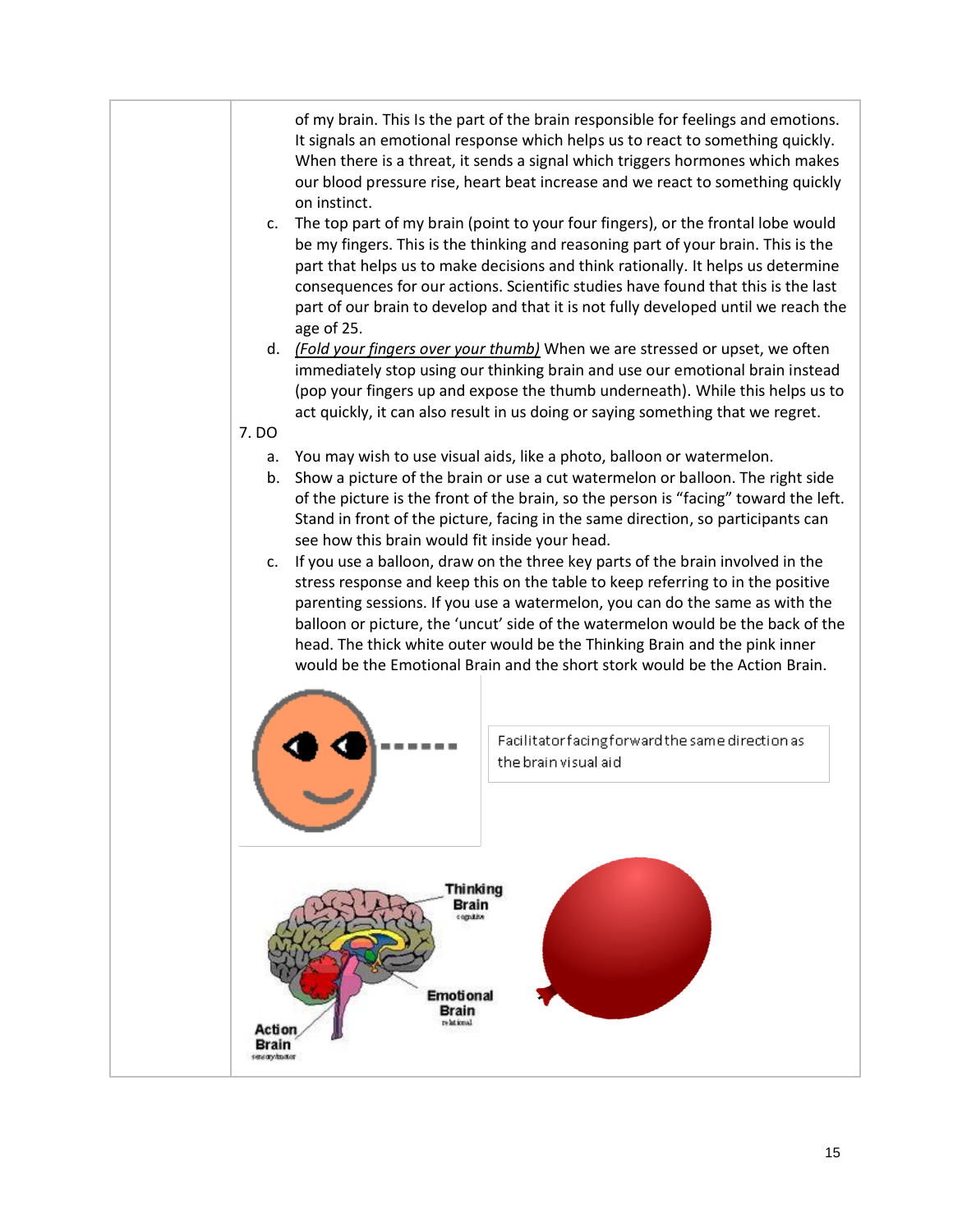of my brain. This Is the part of the brain responsible for feelings and emotions. It signals an emotional response which helps us to react to something quickly. When there is a threat, it sends a signal which triggers hormones which makes our blood pressure rise, heart beat increase and we react to something quickly on instinct.

c. The top part of my brain (point to your four fingers), or the frontal lobe would be my fingers. This is the thinking and reasoning part of your brain. This is the part that helps us to make decisions and think rationally. It helps us determine consequences for our actions. Scientific studies have found that this is the last part of our brain to develop and that it is not fully developed until we reach the age of 25.

d. *(Fold your fingers over your thumb)* When we are stressed or upset, we often immediately stop using our thinking brain and use our emotional brain instead (pop your fingers up and expose the thumb underneath). While this helps us to act quickly, it can also result in us doing or saying something that we regret.

7. DO

a. You may wish to use visual aids, like a photo, balloon or watermelon.

b. Show a picture of the brain or use a cut watermelon or balloon. The right side of the picture is the front of the brain, so the person is "facing" toward the left. Stand in front of the picture, facing in the same direction, so participants can see how this brain would fit inside your head.

c. If you use a balloon, draw on the three key parts of the brain involved in the stress response and keep this on the table to keep referring to in the positive parenting sessions. If you use a watermelon, you can do the same as with the balloon or picture, the 'uncut' side of the watermelon would be the back of the head. The thick white outer would be the Thinking Brain and the pink inner would be the Emotional Brain and the short stork would be the Action Brain.

Facilitator facing forward the same direction as the brain visual aid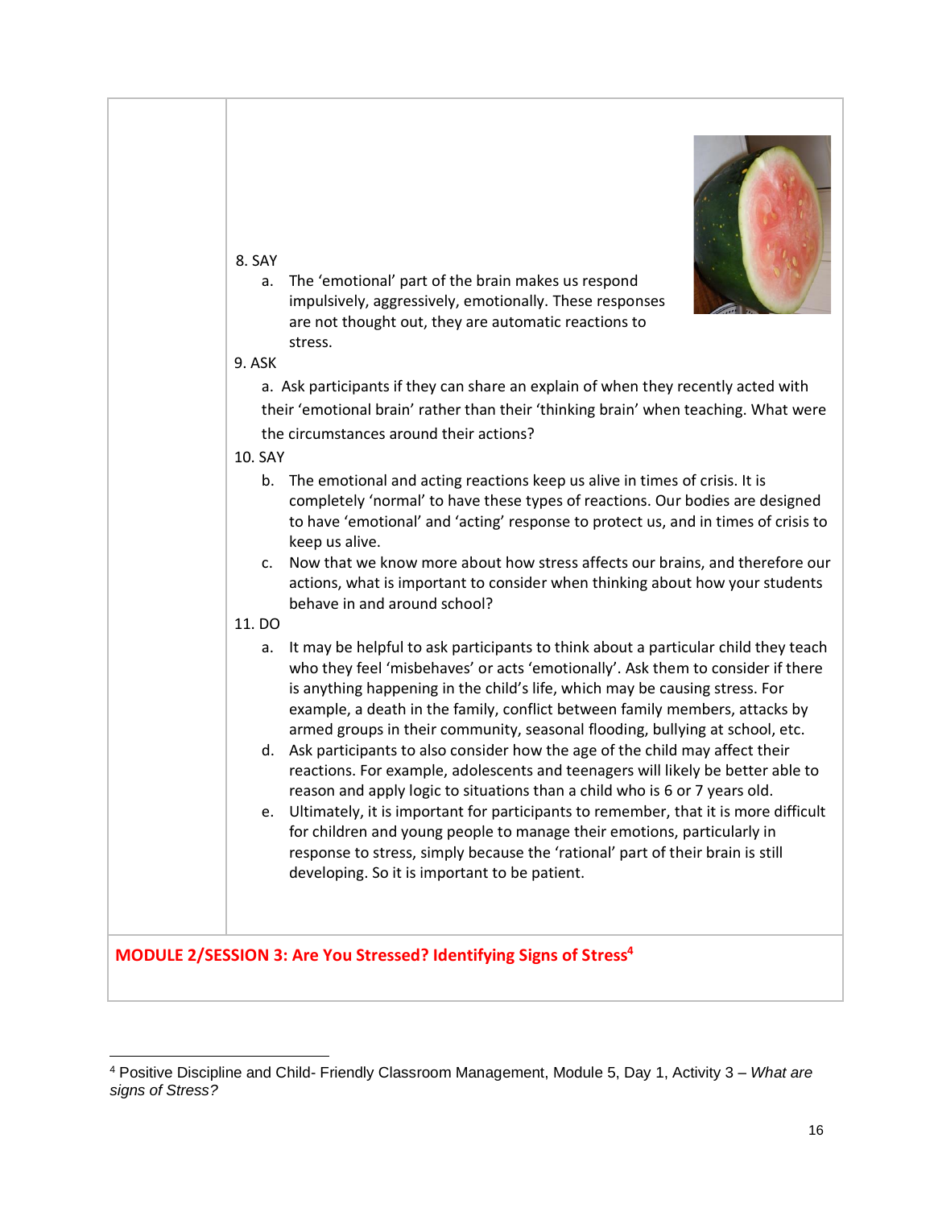8. SAY
   a. The 'emotional' part of the brain makes us respond impulsively, aggressively, emotionally. These responses are not thought out, they are automatic reactions to stress.

9. ASK
   a. Ask participants if they can share an explain of when they recently acted with their 'emotional brain' rather than their 'thinking brain' when teaching. What were the circumstances around their actions?

10. SAY
   b. The emotional and acting reactions keep us alive in times of crisis. It is completely 'normal' to have these types of reactions. Our bodies are designed to have 'emotional' and 'acting' response to protect us, and in times of crisis to keep us alive.
   c. Now that we know more about how stress affects our brains, and therefore our actions, what is important to consider when thinking about how your students behave in and around school?

11. DO
   a. It may be helpful to ask participants to think about a particular child they teach who they feel 'misbehaves' or acts 'emotionally'. Ask them to consider if there is anything happening in the child's life, which may be causing stress. For example, a death in the family, conflict between family members, attacks by armed groups in their community, seasonal flooding, bullying at school, etc.
   d. Ask participants to also consider how the age of the child may affect their reactions. For example, adolescents and teenagers will likely be better able to reason and apply logic to situations than a child who is 6 or 7 years old.
   e. Ultimately, it is important for participants to remember, that it is more difficult for children and young people to manage their emotions, particularly in response to stress, simply because the 'rational' part of their brain is still developing. So it is important to be patient.

## MODULE 2/SESSION 3: Are You Stressed? Identifying Signs of Stress[4]

---

[4] Positive Discipline and Child- Friendly Classroom Management, Module 5, Day 1, Activity 3 – *What are signs of Stress?*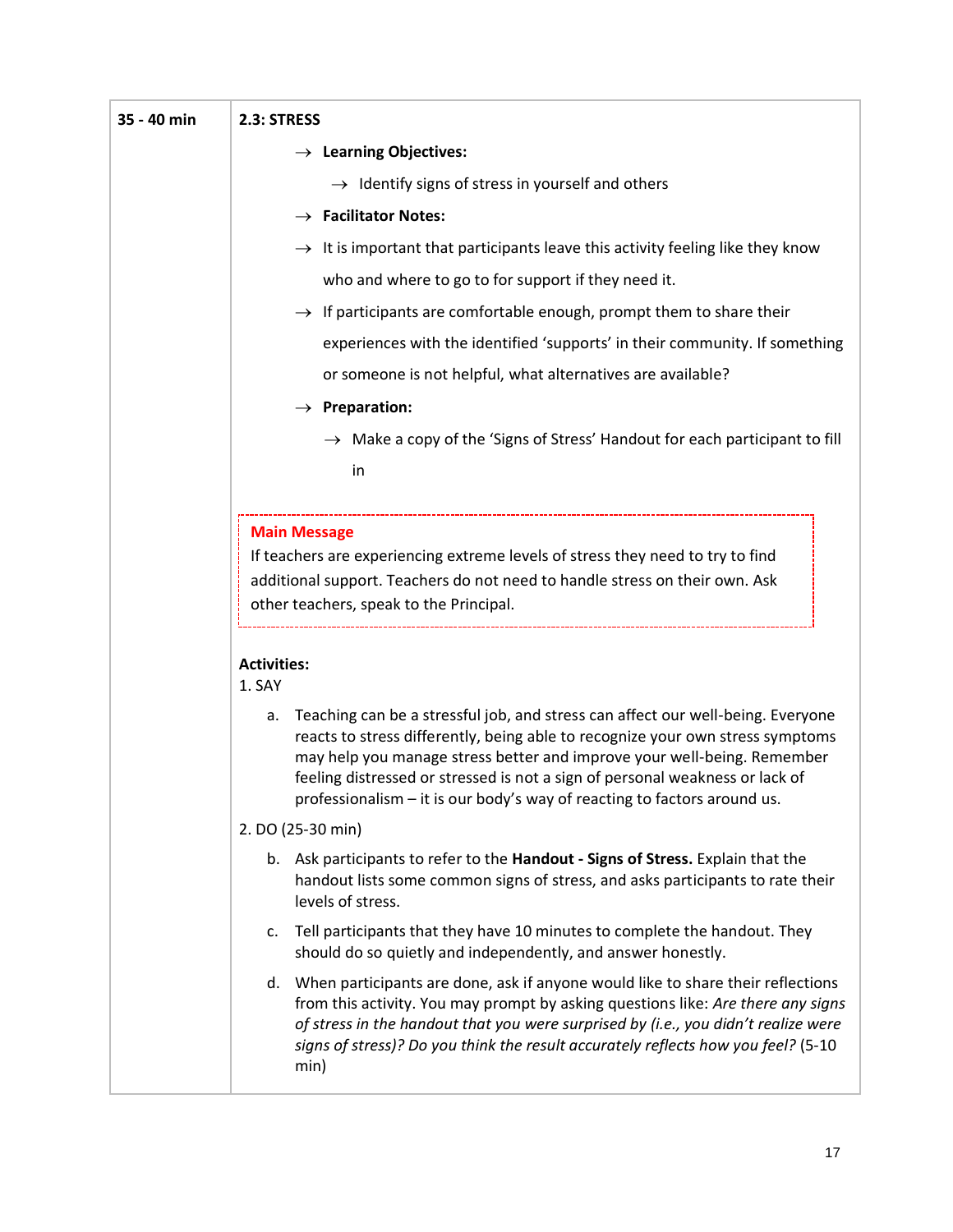| 35 - 40 min | **2.3: STRESS** |
|---|---|

**2.3: STRESS** (35 - 40 min)

→ **Learning Objectives:**

→ Identify signs of stress in yourself and others

→ **Facilitator Notes:**

→ It is important that participants leave this activity feeling like they know who and where to go to for support if they need it.

→ If participants are comfortable enough, prompt them to share their experiences with the identified 'supports' in their community. If something or someone is not helpful, what alternatives are available?

→ **Preparation:**

→ Make a copy of the 'Signs of Stress' Handout for each participant to fill in

> **Main Message**
> If teachers are experiencing extreme levels of stress they need to try to find additional support. Teachers do not need to handle stress on their own. Ask other teachers, speak to the Principal.

**Activities:**

1. SAY

   a. Teaching can be a stressful job, and stress can affect our well-being. Everyone reacts to stress differently, being able to recognize your own stress symptoms may help you manage stress better and improve your well-being. Remember feeling distressed or stressed is not a sign of personal weakness or lack of professionalism – it is our body's way of reacting to factors around us.

2. DO (25-30 min)

   b. Ask participants to refer to the **Handout - Signs of Stress.** Explain that the handout lists some common signs of stress, and asks participants to rate their levels of stress.

   c. Tell participants that they have 10 minutes to complete the handout. They should do so quietly and independently, and answer honestly.

   d. When participants are done, ask if anyone would like to share their reflections from this activity. You may prompt by asking questions like: *Are there any signs of stress in the handout that you were surprised by (i.e., you didn't realize were signs of stress)? Do you think the result accurately reflects how you feel?* (5-10 min)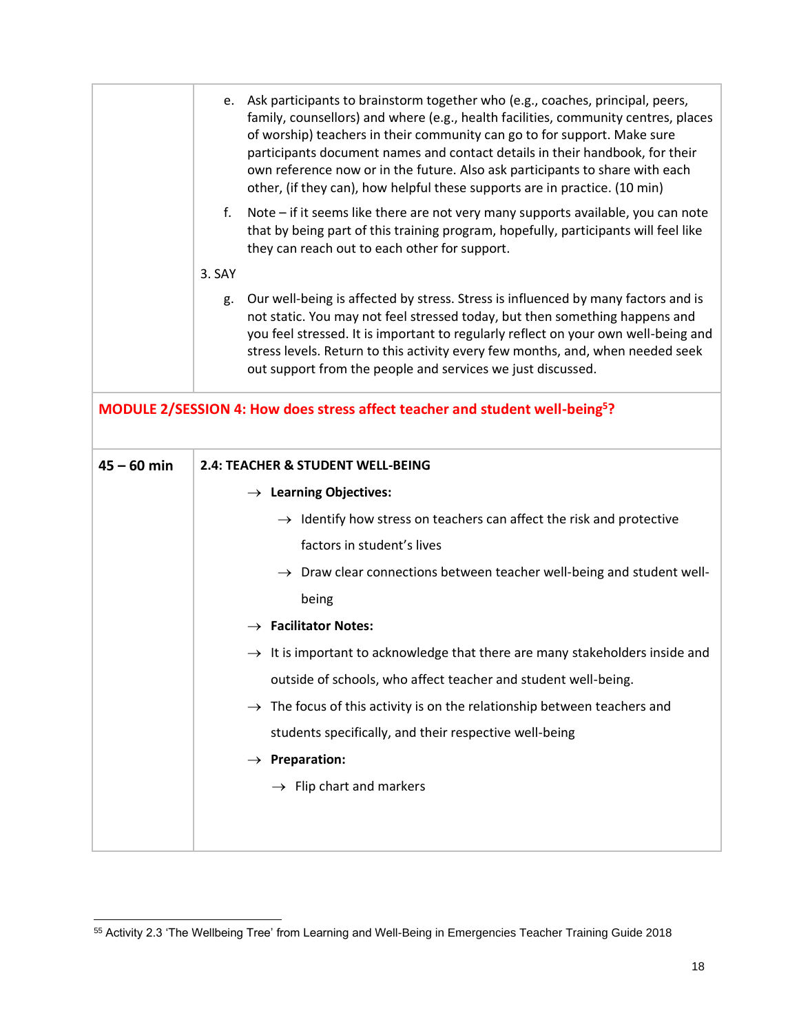| | |
|---|---|
| | e. Ask participants to brainstorm together who (e.g., coaches, principal, peers, family, counsellors) and where (e.g., health facilities, community centres, places of worship) teachers in their community can go to for support. Make sure participants document names and contact details in their handbook, for their own reference now or in the future. Also ask participants to share with each other, (if they can), how helpful these supports are in practice. (10 min)<br><br>f. Note – if it seems like there are not very many supports available, you can note that by being part of this training program, hopefully, participants will feel like they can reach out to each other for support.<br><br>3. SAY<br><br>g. Our well-being is affected by stress. Stress is influenced by many factors and is not static. You may not feel stressed today, but then something happens and you feel stressed. It is important to regularly reflect on your own well-being and stress levels. Return to this activity every few months, and, when needed seek out support from the people and services we just discussed. |
| **MODULE 2/SESSION 4: How does stress affect teacher and student well-being[5]?** | |
| **45 – 60 min** | **2.4: TEACHER & STUDENT WELL-BEING**<br><br>→ **Learning Objectives:**<br>→ Identify how stress on teachers can affect the risk and protective factors in student's lives<br>→ Draw clear connections between teacher well-being and student well-being<br><br>→ **Facilitator Notes:**<br>→ It is important to acknowledge that there are many stakeholders inside and outside of schools, who affect teacher and student well-being.<br>→ The focus of this activity is on the relationship between teachers and students specifically, and their respective well-being<br><br>→ **Preparation:**<br>→ Flip chart and markers |

[5] Activity 2.3 'The Wellbeing Tree' from Learning and Well-Being in Emergencies Teacher Training Guide 2018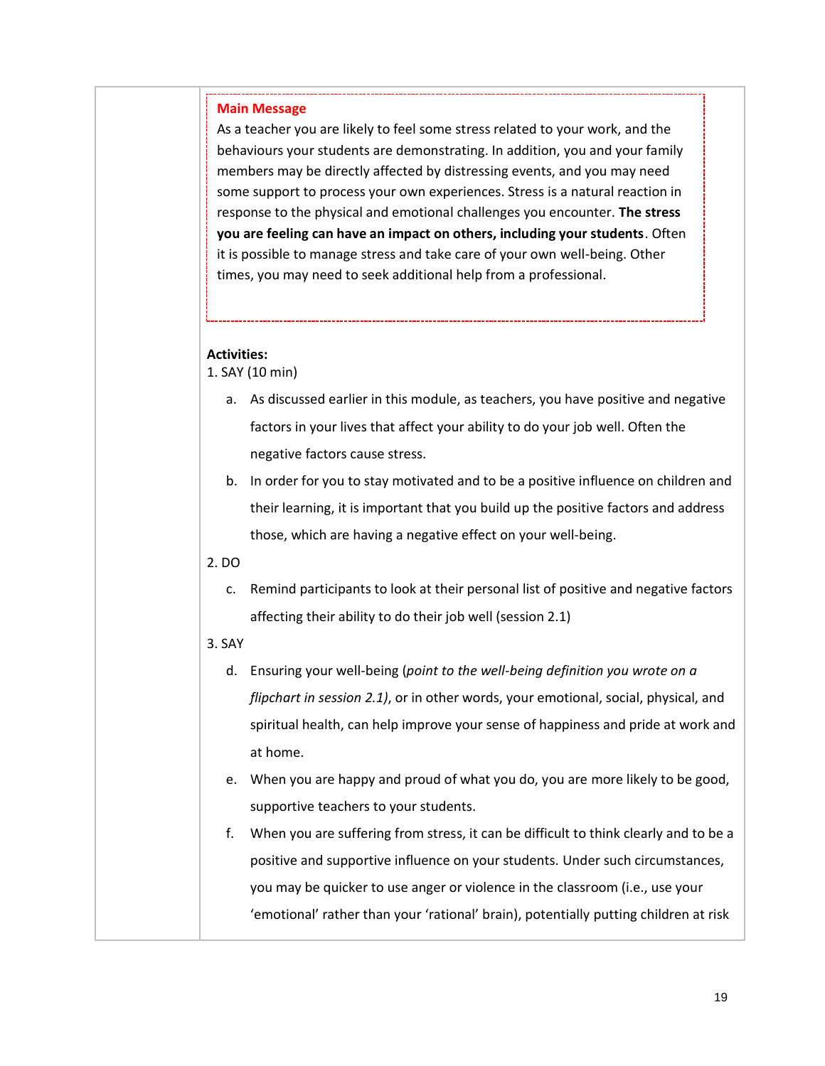**Main Message**

As a teacher you are likely to feel some stress related to your work, and the behaviours your students are demonstrating. In addition, you and your family members may be directly affected by distressing events, and you may need some support to process your own experiences. Stress is a natural reaction in response to the physical and emotional challenges you encounter. **The stress you are feeling can have an impact on others, including your students**. Often it is possible to manage stress and take care of your own well-being. Other times, you may need to seek additional help from a professional.

**Activities:**

1. SAY (10 min)

   a. As discussed earlier in this module, as teachers, you have positive and negative factors in your lives that affect your ability to do your job well. Often the negative factors cause stress.

   b. In order for you to stay motivated and to be a positive influence on children and their learning, it is important that you build up the positive factors and address those, which are having a negative effect on your well-being.

2. DO

   c. Remind participants to look at their personal list of positive and negative factors affecting their ability to do their job well (session 2.1)

3. SAY

   d. Ensuring your well-being (*point to the well-being definition you wrote on a flipchart in session 2.1)*, or in other words, your emotional, social, physical, and spiritual health, can help improve your sense of happiness and pride at work and at home.

   e. When you are happy and proud of what you do, you are more likely to be good, supportive teachers to your students.

   f. When you are suffering from stress, it can be difficult to think clearly and to be a positive and supportive influence on your students. Under such circumstances, you may be quicker to use anger or violence in the classroom (i.e., use your 'emotional' rather than your 'rational' brain), potentially putting children at risk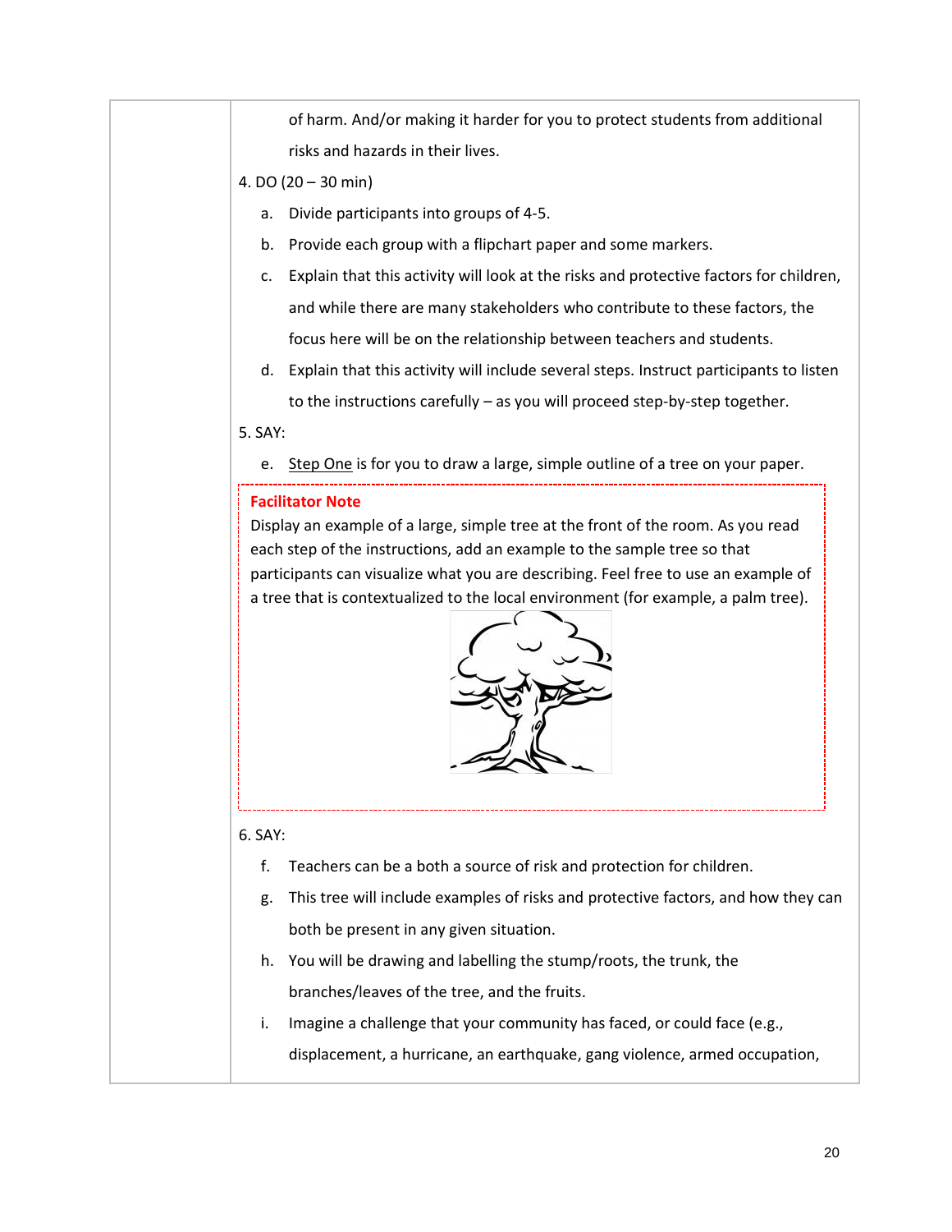of harm. And/or making it harder for you to protect students from additional risks and hazards in their lives.

4. DO (20 – 30 min)

   a. Divide participants into groups of 4-5.

   b. Provide each group with a flipchart paper and some markers.

   c. Explain that this activity will look at the risks and protective factors for children, and while there are many stakeholders who contribute to these factors, the focus here will be on the relationship between teachers and students.

   d. Explain that this activity will include several steps. Instruct participants to listen to the instructions carefully – as you will proceed step-by-step together.

5. SAY:

   e. <u>Step One</u> is for you to draw a large, simple outline of a tree on your paper.

> **Facilitator Note**
>
> Display an example of a large, simple tree at the front of the room. As you read each step of the instructions, add an example to the sample tree so that participants can visualize what you are describing. Feel free to use an example of a tree that is contextualized to the local environment (for example, a palm tree).

6. SAY:

   f. Teachers can be a both a source of risk and protection for children.

   g. This tree will include examples of risks and protective factors, and how they can both be present in any given situation.

   h. You will be drawing and labelling the stump/roots, the trunk, the branches/leaves of the tree, and the fruits.

   i. Imagine a challenge that your community has faced, or could face (e.g., displacement, a hurricane, an earthquake, gang violence, armed occupation,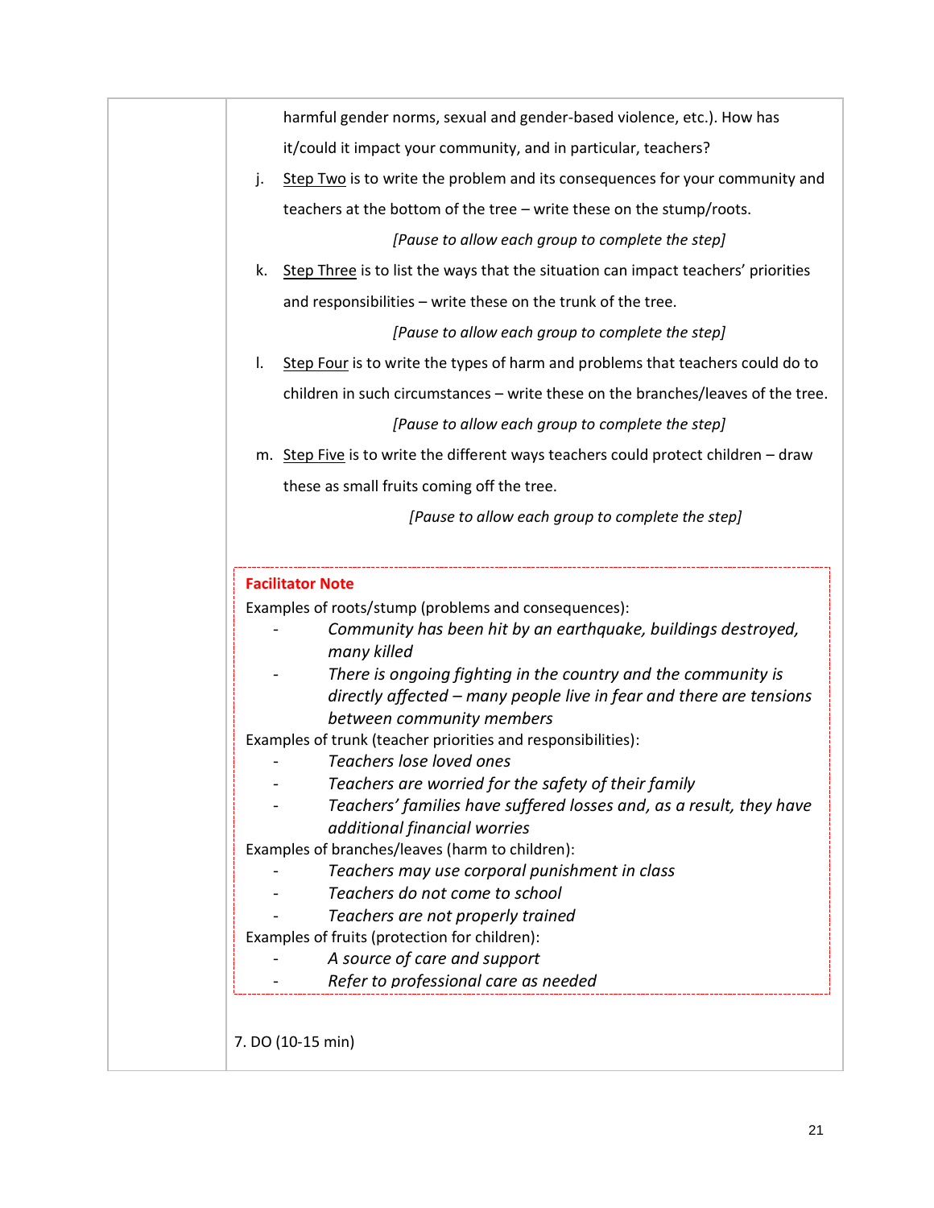harmful gender norms, sexual and gender-based violence, etc.). How has it/could it impact your community, and in particular, teachers?

j. Step Two is to write the problem and its consequences for your community and teachers at the bottom of the tree – write these on the stump/roots.

*[Pause to allow each group to complete the step]*

k. Step Three is to list the ways that the situation can impact teachers' priorities and responsibilities – write these on the trunk of the tree.

*[Pause to allow each group to complete the step]*

l. Step Four is to write the types of harm and problems that teachers could do to children in such circumstances – write these on the branches/leaves of the tree.

*[Pause to allow each group to complete the step]*

m. Step Five is to write the different ways teachers could protect children – draw these as small fruits coming off the tree.

*[Pause to allow each group to complete the step]*

**Facilitator Note**

Examples of roots/stump (problems and consequences):

- *Community has been hit by an earthquake, buildings destroyed, many killed*
- *There is ongoing fighting in the country and the community is directly affected – many people live in fear and there are tensions between community members*

Examples of trunk (teacher priorities and responsibilities):

- *Teachers lose loved ones*
- *Teachers are worried for the safety of their family*
- *Teachers' families have suffered losses and, as a result, they have additional financial worries*

Examples of branches/leaves (harm to children):

- *Teachers may use corporal punishment in class*
- *Teachers do not come to school*
- *Teachers are not properly trained*

Examples of fruits (protection for children):

- *A source of care and support*
- *Refer to professional care as needed*

7. DO (10-15 min)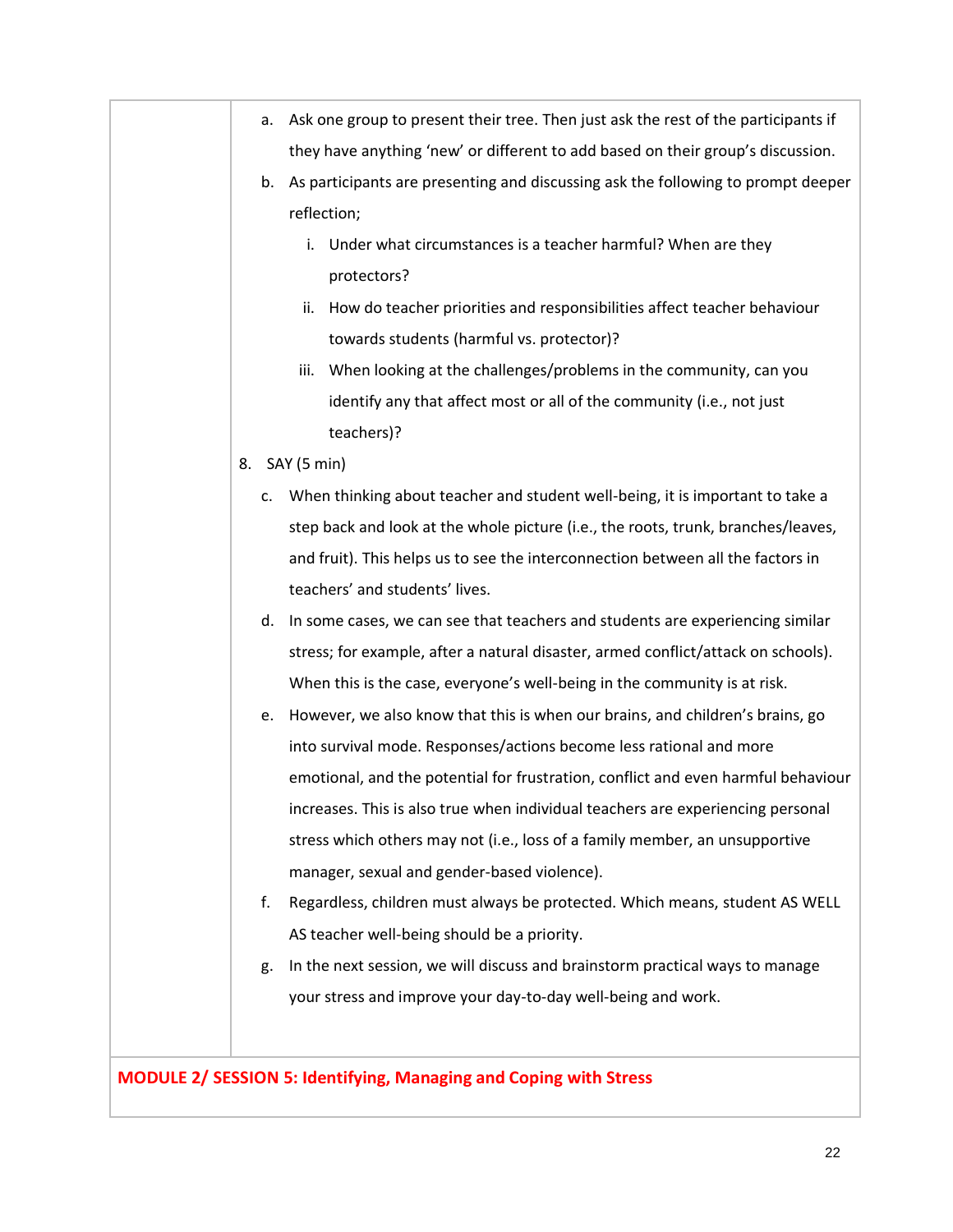a. Ask one group to present their tree. Then just ask the rest of the participants if they have anything 'new' or different to add based on their group's discussion.

b. As participants are presenting and discussing ask the following to prompt deeper reflection;

   i. Under what circumstances is a teacher harmful? When are they protectors?

   ii. How do teacher priorities and responsibilities affect teacher behaviour towards students (harmful vs. protector)?

   iii. When looking at the challenges/problems in the community, can you identify any that affect most or all of the community (i.e., not just teachers)?

8. SAY (5 min)

c. When thinking about teacher and student well-being, it is important to take a step back and look at the whole picture (i.e., the roots, trunk, branches/leaves, and fruit). This helps us to see the interconnection between all the factors in teachers' and students' lives.

d. In some cases, we can see that teachers and students are experiencing similar stress; for example, after a natural disaster, armed conflict/attack on schools). When this is the case, everyone's well-being in the community is at risk.

e. However, we also know that this is when our brains, and children's brains, go into survival mode. Responses/actions become less rational and more emotional, and the potential for frustration, conflict and even harmful behaviour increases. This is also true when individual teachers are experiencing personal stress which others may not (i.e., loss of a family member, an unsupportive manager, sexual and gender-based violence).

f. Regardless, children must always be protected. Which means, student AS WELL AS teacher well-being should be a priority.

g. In the next session, we will discuss and brainstorm practical ways to manage your stress and improve your day-to-day well-being and work.

## MODULE 2/ SESSION 5: Identifying, Managing and Coping with Stress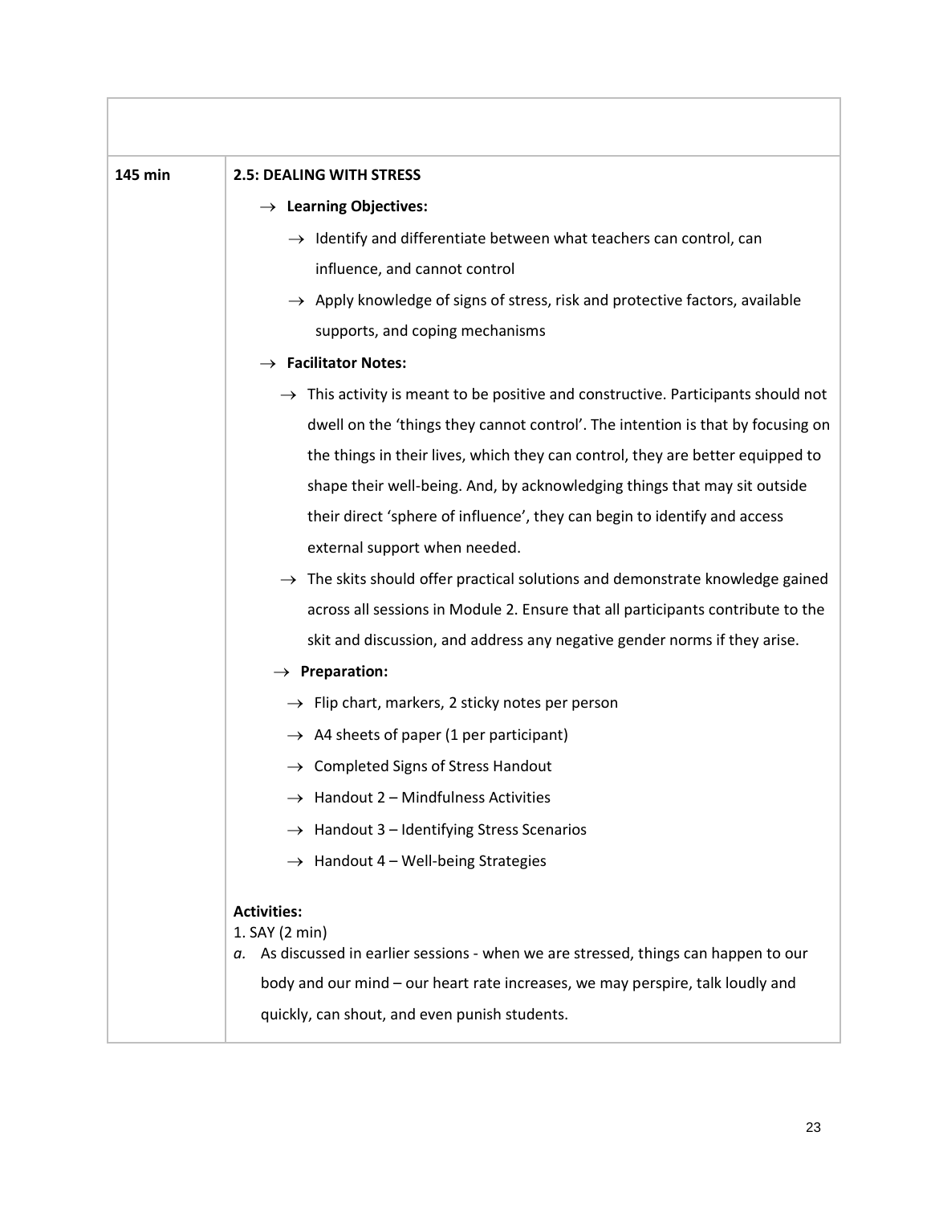| | |
|---|---|
| | |
| **145 min** | **2.5: DEALING WITH STRESS**<br>→ **Learning Objectives:**<br>→ Identify and differentiate between what teachers can control, can influence, and cannot control<br>→ Apply knowledge of signs of stress, risk and protective factors, available supports, and coping mechanisms<br>→ **Facilitator Notes:**<br>→ This activity is meant to be positive and constructive. Participants should not dwell on the 'things they cannot control'. The intention is that by focusing on the things in their lives, which they can control, they are better equipped to shape their well-being. And, by acknowledging things that may sit outside their direct 'sphere of influence', they can begin to identify and access external support when needed.<br>→ The skits should offer practical solutions and demonstrate knowledge gained across all sessions in Module 2. Ensure that all participants contribute to the skit and discussion, and address any negative gender norms if they arise.<br>→ **Preparation:**<br>→ Flip chart, markers, 2 sticky notes per person<br>→ A4 sheets of paper (1 per participant)<br>→ Completed Signs of Stress Handout<br>→ Handout 2 – Mindfulness Activities<br>→ Handout 3 – Identifying Stress Scenarios<br>→ Handout 4 – Well-being Strategies<br><br>**Activities:**<br>1. SAY (2 min)<br>*a.* As discussed in earlier sessions - when we are stressed, things can happen to our body and our mind – our heart rate increases, we may perspire, talk loudly and quickly, can shout, and even punish students. |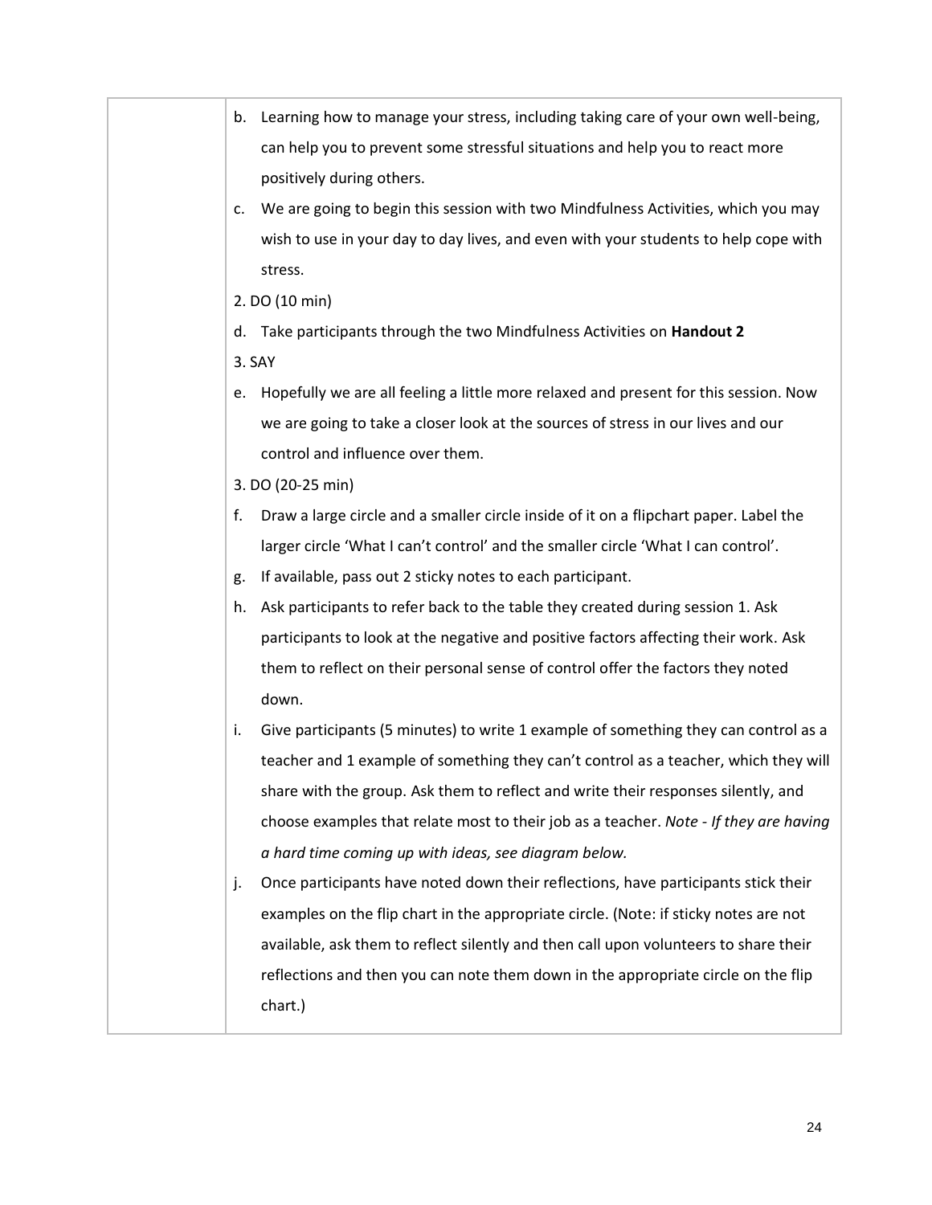| | |
|---|---|
| | b. Learning how to manage your stress, including taking care of your own well-being, can help you to prevent some stressful situations and help you to react more positively during others.<br>c. We are going to begin this session with two Mindfulness Activities, which you may wish to use in your day to day lives, and even with your students to help cope with stress.<br>2. DO (10 min)<br>d. Take participants through the two Mindfulness Activities on **Handout 2**<br>3. SAY<br>e. Hopefully we are all feeling a little more relaxed and present for this session. Now we are going to take a closer look at the sources of stress in our lives and our control and influence over them.<br>3. DO (20-25 min)<br>f. Draw a large circle and a smaller circle inside of it on a flipchart paper. Label the larger circle 'What I can't control' and the smaller circle 'What I can control'.<br>g. If available, pass out 2 sticky notes to each participant.<br>h. Ask participants to refer back to the table they created during session 1. Ask participants to look at the negative and positive factors affecting their work. Ask them to reflect on their personal sense of control offer the factors they noted down.<br>i. Give participants (5 minutes) to write 1 example of something they can control as a teacher and 1 example of something they can't control as a teacher, which they will share with the group. Ask them to reflect and write their responses silently, and choose examples that relate most to their job as a teacher. *Note - If they are having a hard time coming up with ideas, see diagram below.*<br>j. Once participants have noted down their reflections, have participants stick their examples on the flip chart in the appropriate circle. (Note: if sticky notes are not available, ask them to reflect silently and then call upon volunteers to share their reflections and then you can note them down in the appropriate circle on the flip chart.) |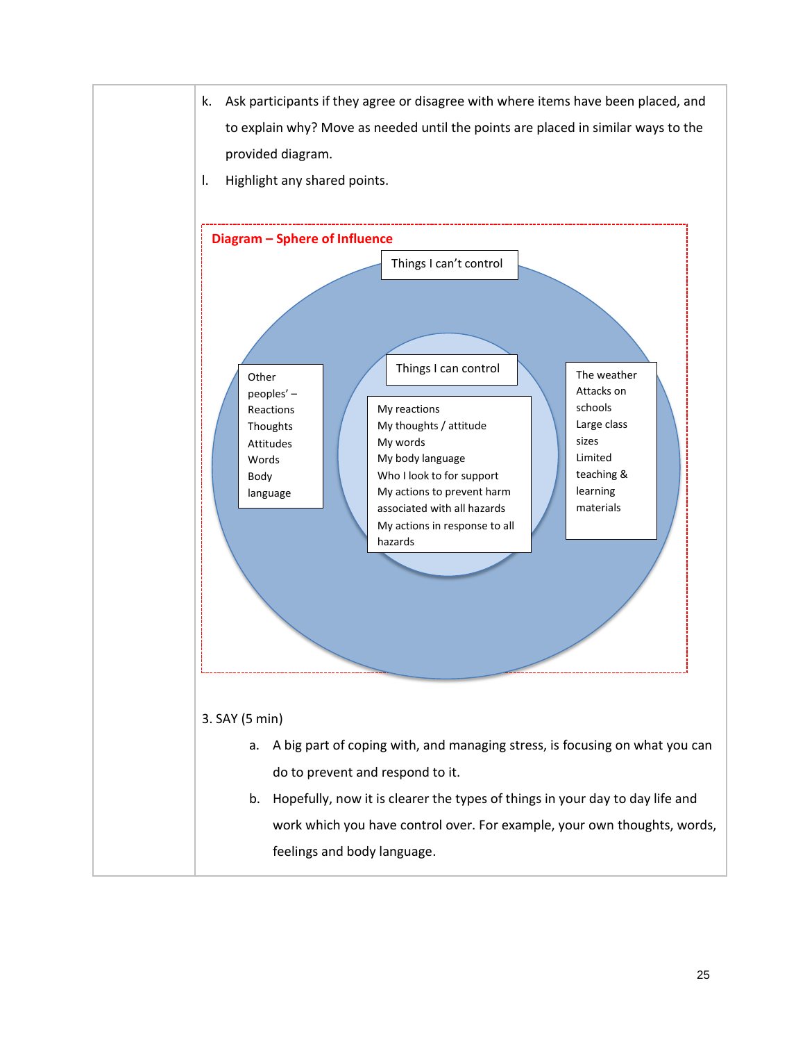k. Ask participants if they agree or disagree with where items have been placed, and to explain why? Move as needed until the points are placed in similar ways to the provided diagram.

l. Highlight any shared points.

**Diagram – Sphere of Influence**

Things I can't control

Other peoples' –
Reactions
Thoughts
Attitudes
Words
Body language

Things I can control

My reactions
My thoughts / attitude
My words
My body language
Who I look to for support
My actions to prevent harm associated with all hazards
My actions in response to all hazards

The weather
Attacks on schools
Large class sizes
Limited teaching & learning materials

3. SAY (5 min)

a. A big part of coping with, and managing stress, is focusing on what you can do to prevent and respond to it.

b. Hopefully, now it is clearer the types of things in your day to day life and work which you have control over. For example, your own thoughts, words, feelings and body language.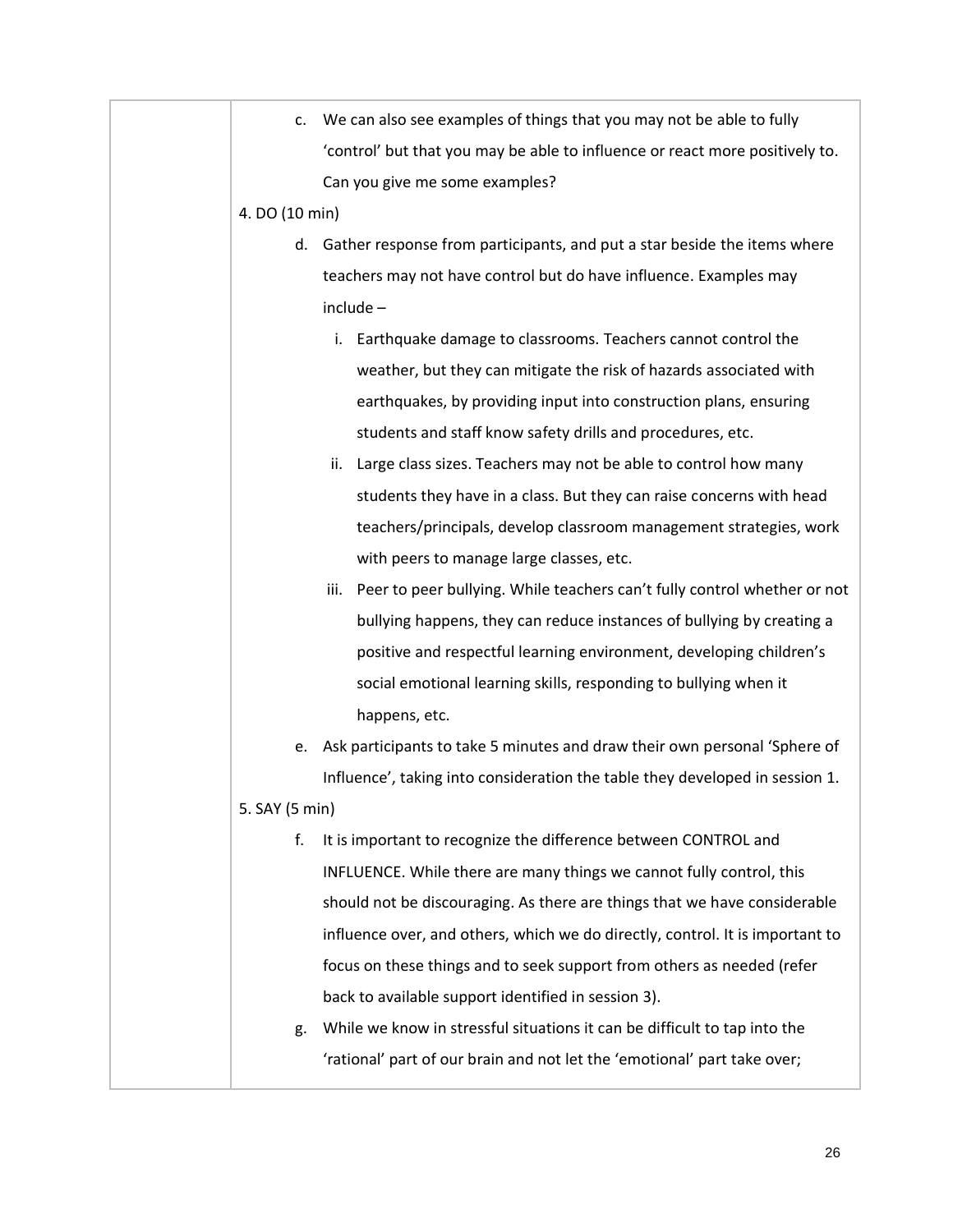c. We can also see examples of things that you may not be able to fully 'control' but that you may be able to influence or react more positively to. Can you give me some examples?

4. DO (10 min)

d. Gather response from participants, and put a star beside the items where teachers may not have control but do have influence. Examples may include –

   i. Earthquake damage to classrooms. Teachers cannot control the weather, but they can mitigate the risk of hazards associated with earthquakes, by providing input into construction plans, ensuring students and staff know safety drills and procedures, etc.

   ii. Large class sizes. Teachers may not be able to control how many students they have in a class. But they can raise concerns with head teachers/principals, develop classroom management strategies, work with peers to manage large classes, etc.

   iii. Peer to peer bullying. While teachers can't fully control whether or not bullying happens, they can reduce instances of bullying by creating a positive and respectful learning environment, developing children's social emotional learning skills, responding to bullying when it happens, etc.

e. Ask participants to take 5 minutes and draw their own personal 'Sphere of Influence', taking into consideration the table they developed in session 1.

5. SAY (5 min)

f. It is important to recognize the difference between CONTROL and INFLUENCE. While there are many things we cannot fully control, this should not be discouraging. As there are things that we have considerable influence over, and others, which we do directly, control. It is important to focus on these things and to seek support from others as needed (refer back to available support identified in session 3).

g. While we know in stressful situations it can be difficult to tap into the 'rational' part of our brain and not let the 'emotional' part take over;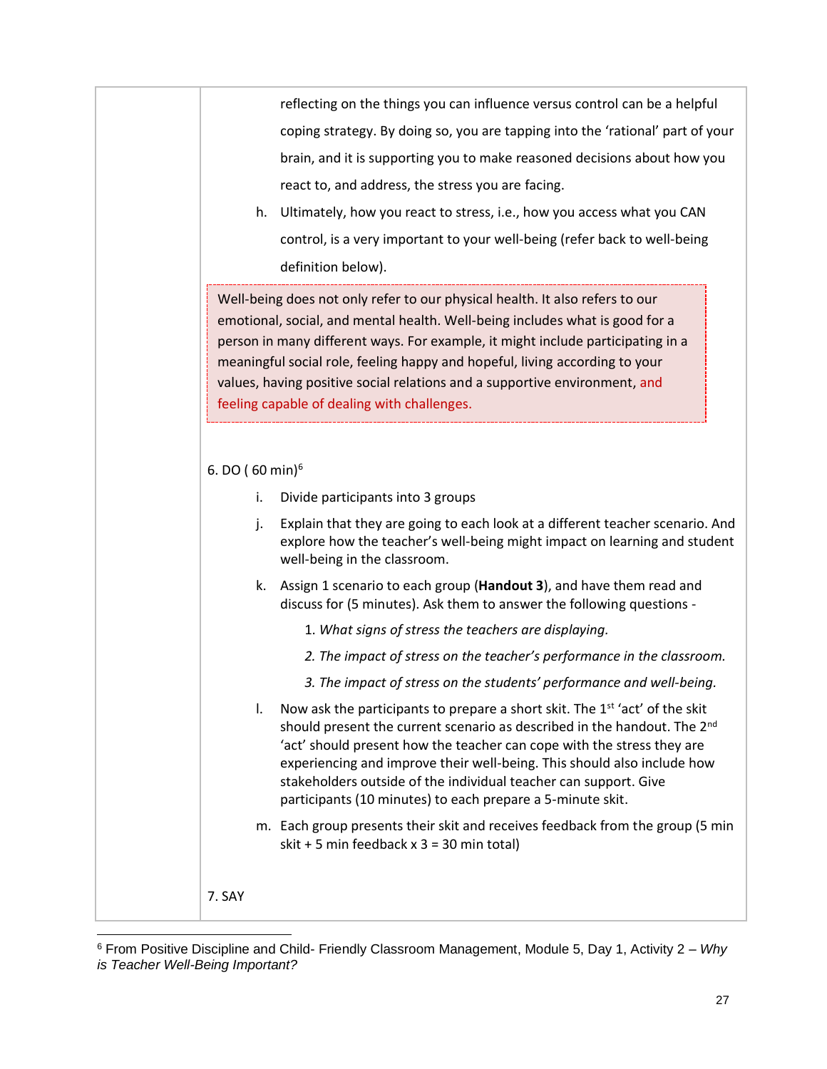reflecting on the things you can influence versus control can be a helpful coping strategy. By doing so, you are tapping into the 'rational' part of your brain, and it is supporting you to make reasoned decisions about how you react to, and address, the stress you are facing.

h. Ultimately, how you react to stress, i.e., how you access what you CAN control, is a very important to your well-being (refer back to well-being definition below).

> Well-being does not only refer to our physical health. It also refers to our emotional, social, and mental health. Well-being includes what is good for a person in many different ways. For example, it might include participating in a meaningful social role, feeling happy and hopeful, living according to your values, having positive social relations and a supportive environment, and feeling capable of dealing with challenges.

6. DO ( 60 min)[6]

i. Divide participants into 3 groups

j. Explain that they are going to each look at a different teacher scenario. And explore how the teacher's well-being might impact on learning and student well-being in the classroom.

k. Assign 1 scenario to each group (**Handout 3**), and have them read and discuss for (5 minutes). Ask them to answer the following questions -

   1. *What signs of stress the teachers are displaying.*
   2. *The impact of stress on the teacher's performance in the classroom.*
   3. *The impact of stress on the students' performance and well-being.*

l. Now ask the participants to prepare a short skit. The 1st 'act' of the skit should present the current scenario as described in the handout. The 2nd 'act' should present how the teacher can cope with the stress they are experiencing and improve their well-being. This should also include how stakeholders outside of the individual teacher can support. Give participants (10 minutes) to each prepare a 5-minute skit.

m. Each group presents their skit and receives feedback from the group (5 min skit + 5 min feedback x 3 = 30 min total)

7. SAY

---

[6] From Positive Discipline and Child- Friendly Classroom Management, Module 5, Day 1, Activity 2 – *Why is Teacher Well-Being Important?*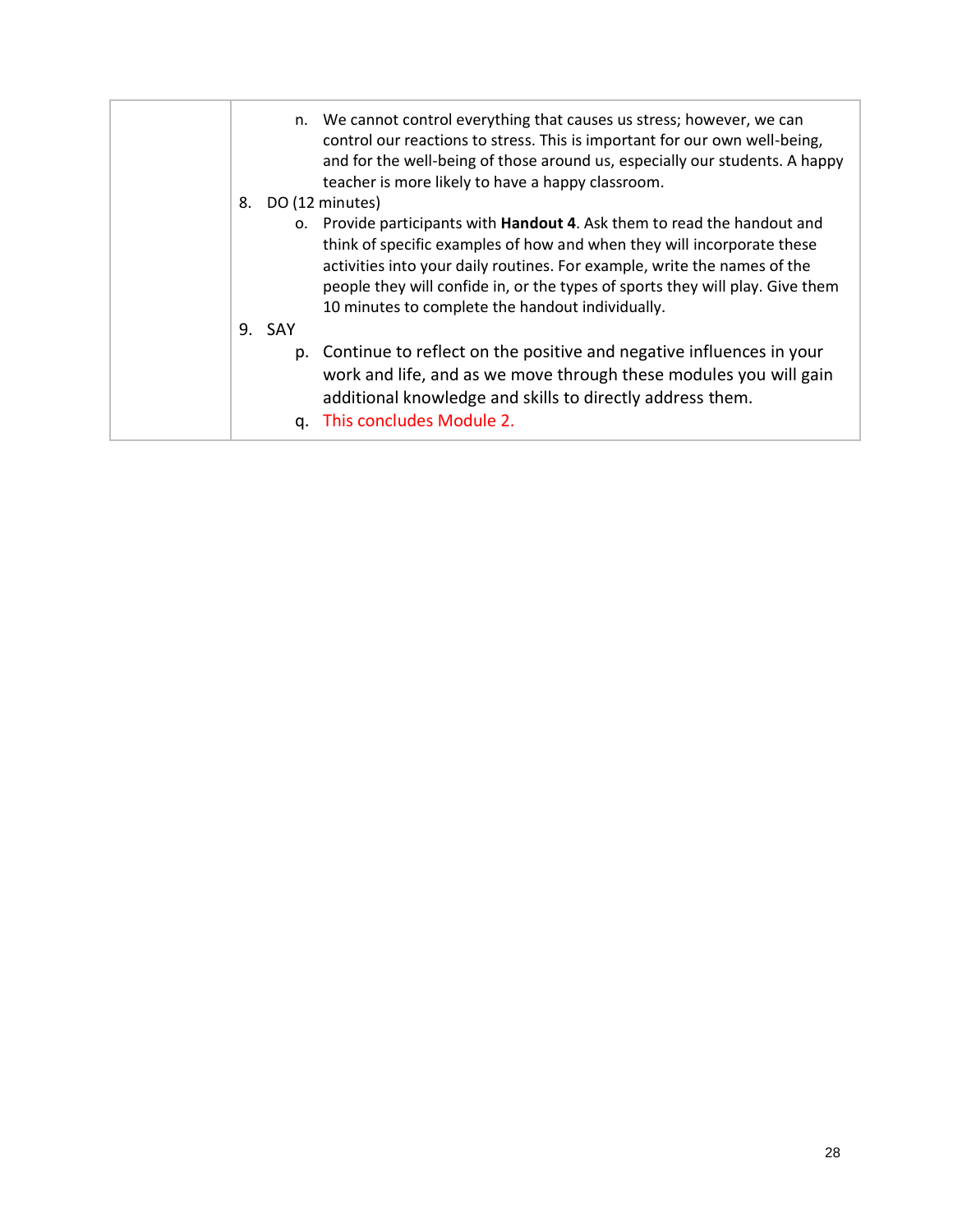|  |  |
|---|---|
|  | n. We cannot control everything that causes us stress; however, we can control our reactions to stress. This is important for our own well-being, and for the well-being of those around us, especially our students. A happy teacher is more likely to have a happy classroom.<br>8. DO (12 minutes)<br>o. Provide participants with **Handout 4**. Ask them to read the handout and think of specific examples of how and when they will incorporate these activities into your daily routines. For example, write the names of the people they will confide in, or the types of sports they will play. Give them 10 minutes to complete the handout individually.<br>9. SAY<br>p. Continue to reflect on the positive and negative influences in your work and life, and as we move through these modules you will gain additional knowledge and skills to directly address them.<br>q. This concludes Module 2. |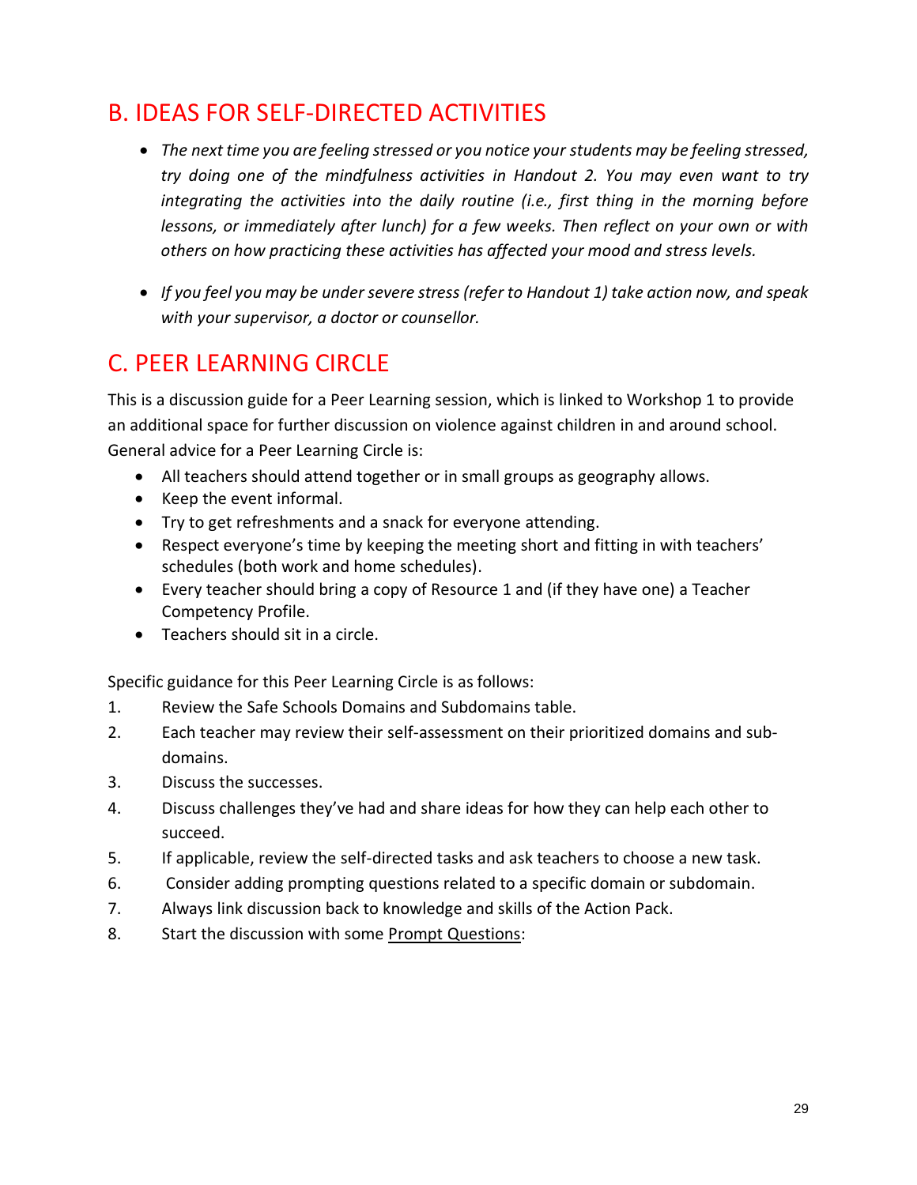## B. IDEAS FOR SELF-DIRECTED ACTIVITIES

- *The next time you are feeling stressed or you notice your students may be feeling stressed, try doing one of the mindfulness activities in Handout 2. You may even want to try integrating the activities into the daily routine (i.e., first thing in the morning before lessons, or immediately after lunch) for a few weeks. Then reflect on your own or with others on how practicing these activities has affected your mood and stress levels.*
- *If you feel you may be under severe stress (refer to Handout 1) take action now, and speak with your supervisor, a doctor or counsellor.*

## C. PEER LEARNING CIRCLE

This is a discussion guide for a Peer Learning session, which is linked to Workshop 1 to provide an additional space for further discussion on violence against children in and around school. General advice for a Peer Learning Circle is:

- All teachers should attend together or in small groups as geography allows.
- Keep the event informal.
- Try to get refreshments and a snack for everyone attending.
- Respect everyone's time by keeping the meeting short and fitting in with teachers' schedules (both work and home schedules).
- Every teacher should bring a copy of Resource 1 and (if they have one) a Teacher Competency Profile.
- Teachers should sit in a circle.

Specific guidance for this Peer Learning Circle is as follows:

1. Review the Safe Schools Domains and Subdomains table.
2. Each teacher may review their self-assessment on their prioritized domains and sub-domains.
3. Discuss the successes.
4. Discuss challenges they've had and share ideas for how they can help each other to succeed.
5. If applicable, review the self-directed tasks and ask teachers to choose a new task.
6. Consider adding prompting questions related to a specific domain or subdomain.
7. Always link discussion back to knowledge and skills of the Action Pack.
8. Start the discussion with some Prompt Questions: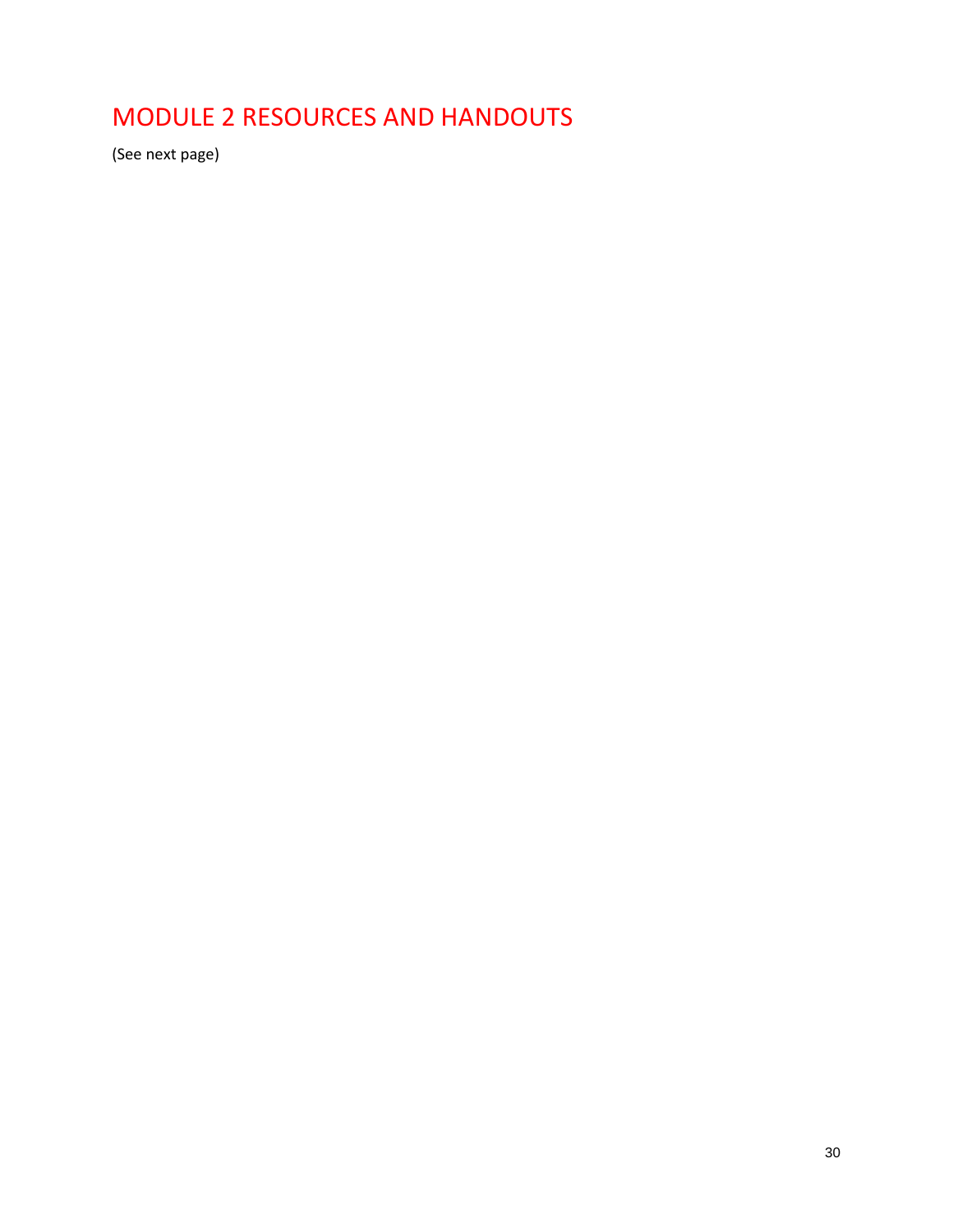# MODULE 2 RESOURCES AND HANDOUTS

(See next page)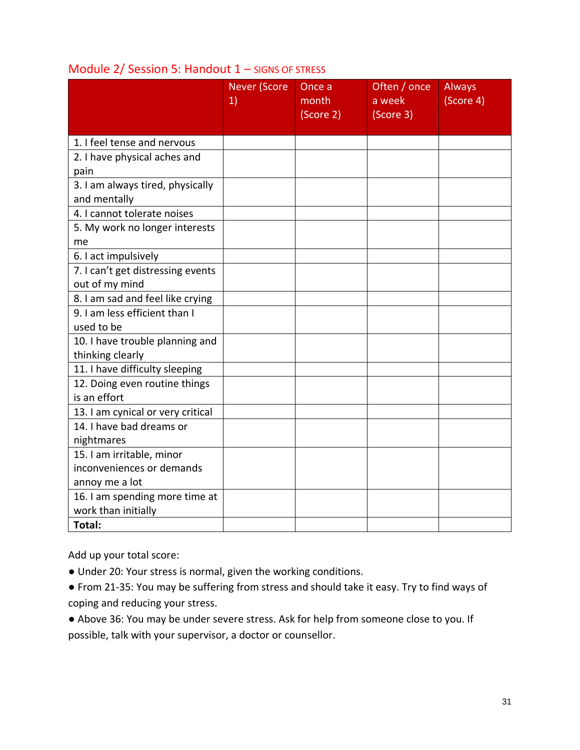## Module 2/ Session 5: Handout 1 – SIGNS OF STRESS

| | Never (Score 1) | Once a month (Score 2) | Often / once a week (Score 3) | Always (Score 4) |
|---|---|---|---|---|
| 1. I feel tense and nervous | | | | |
| 2. I have physical aches and pain | | | | |
| 3. I am always tired, physically and mentally | | | | |
| 4. I cannot tolerate noises | | | | |
| 5. My work no longer interests me | | | | |
| 6. I act impulsively | | | | |
| 7. I can't get distressing events out of my mind | | | | |
| 8. I am sad and feel like crying | | | | |
| 9. I am less efficient than I used to be | | | | |
| 10. I have trouble planning and thinking clearly | | | | |
| 11. I have difficulty sleeping | | | | |
| 12. Doing even routine things is an effort | | | | |
| 13. I am cynical or very critical | | | | |
| 14. I have bad dreams or nightmares | | | | |
| 15. I am irritable, minor inconveniences or demands annoy me a lot | | | | |
| 16. I am spending more time at work than initially | | | | |
| **Total:** | | | | |

Add up your total score:

- Under 20: Your stress is normal, given the working conditions.
- From 21-35: You may be suffering from stress and should take it easy. Try to find ways of coping and reducing your stress.
- Above 36: You may be under severe stress. Ask for help from someone close to you. If possible, talk with your supervisor, a doctor or counsellor.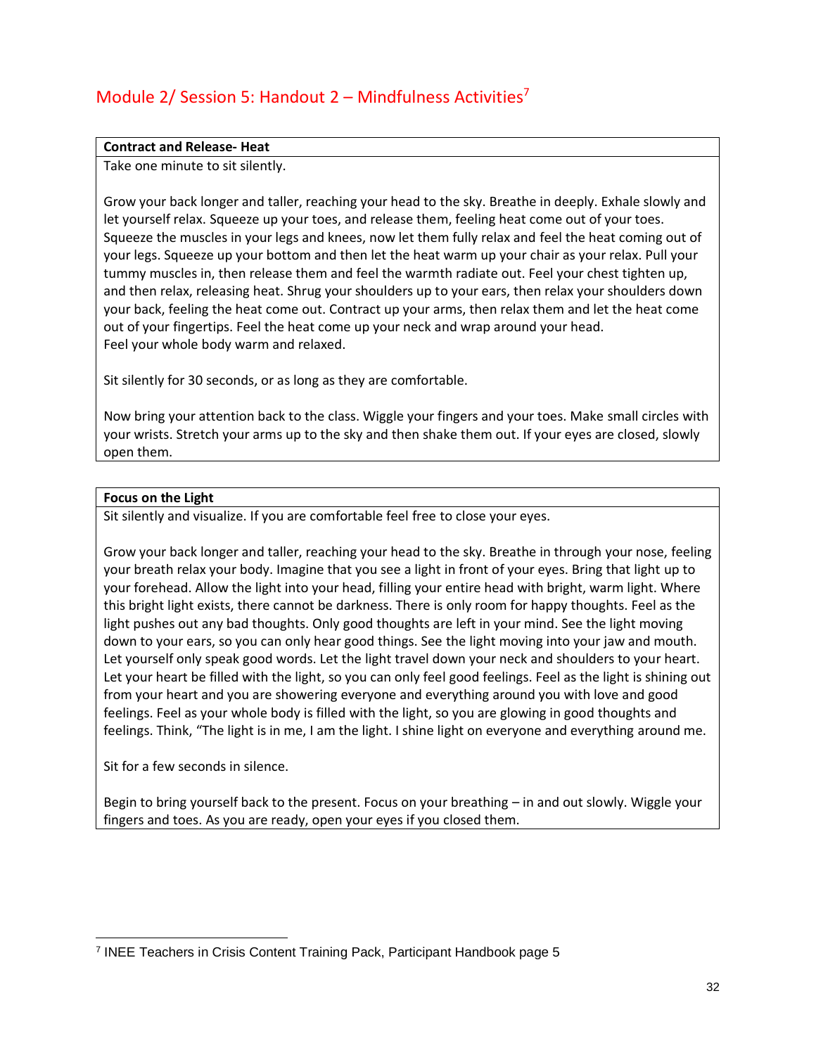## Module 2/ Session 5: Handout 2 – Mindfulness Activities[7]

| **Contract and Release- Heat** |
|---|
| Take one minute to sit silently.<br><br>Grow your back longer and taller, reaching your head to the sky. Breathe in deeply. Exhale slowly and let yourself relax. Squeeze up your toes, and release them, feeling heat come out of your toes. Squeeze the muscles in your legs and knees, now let them fully relax and feel the heat coming out of your legs. Squeeze up your bottom and then let the heat warm up your chair as your relax. Pull your tummy muscles in, then release them and feel the warmth radiate out. Feel your chest tighten up, and then relax, releasing heat. Shrug your shoulders up to your ears, then relax your shoulders down your back, feeling the heat come out. Contract up your arms, then relax them and let the heat come out of your fingertips. Feel the heat come up your neck and wrap around your head.<br>Feel your whole body warm and relaxed.<br><br>Sit silently for 30 seconds, or as long as they are comfortable.<br><br>Now bring your attention back to the class. Wiggle your fingers and your toes. Make small circles with your wrists. Stretch your arms up to the sky and then shake them out. If your eyes are closed, slowly open them. |

| **Focus on the Light** |
|---|
| Sit silently and visualize. If you are comfortable feel free to close your eyes.<br><br>Grow your back longer and taller, reaching your head to the sky. Breathe in through your nose, feeling your breath relax your body. Imagine that you see a light in front of your eyes. Bring that light up to your forehead. Allow the light into your head, filling your entire head with bright, warm light. Where this bright light exists, there cannot be darkness. There is only room for happy thoughts. Feel as the light pushes out any bad thoughts. Only good thoughts are left in your mind. See the light moving down to your ears, so you can only hear good things. See the light moving into your jaw and mouth. Let yourself only speak good words. Let the light travel down your neck and shoulders to your heart. Let your heart be filled with the light, so you can only feel good feelings. Feel as the light is shining out from your heart and you are showering everyone and everything around you with love and good feelings. Feel as your whole body is filled with the light, so you are glowing in good thoughts and feelings. Think, "The light is in me, I am the light. I shine light on everyone and everything around me.<br><br>Sit for a few seconds in silence.<br><br>Begin to bring yourself back to the present. Focus on your breathing – in and out slowly. Wiggle your fingers and toes. As you are ready, open your eyes if you closed them. |

[7] INEE Teachers in Crisis Content Training Pack, Participant Handbook page 5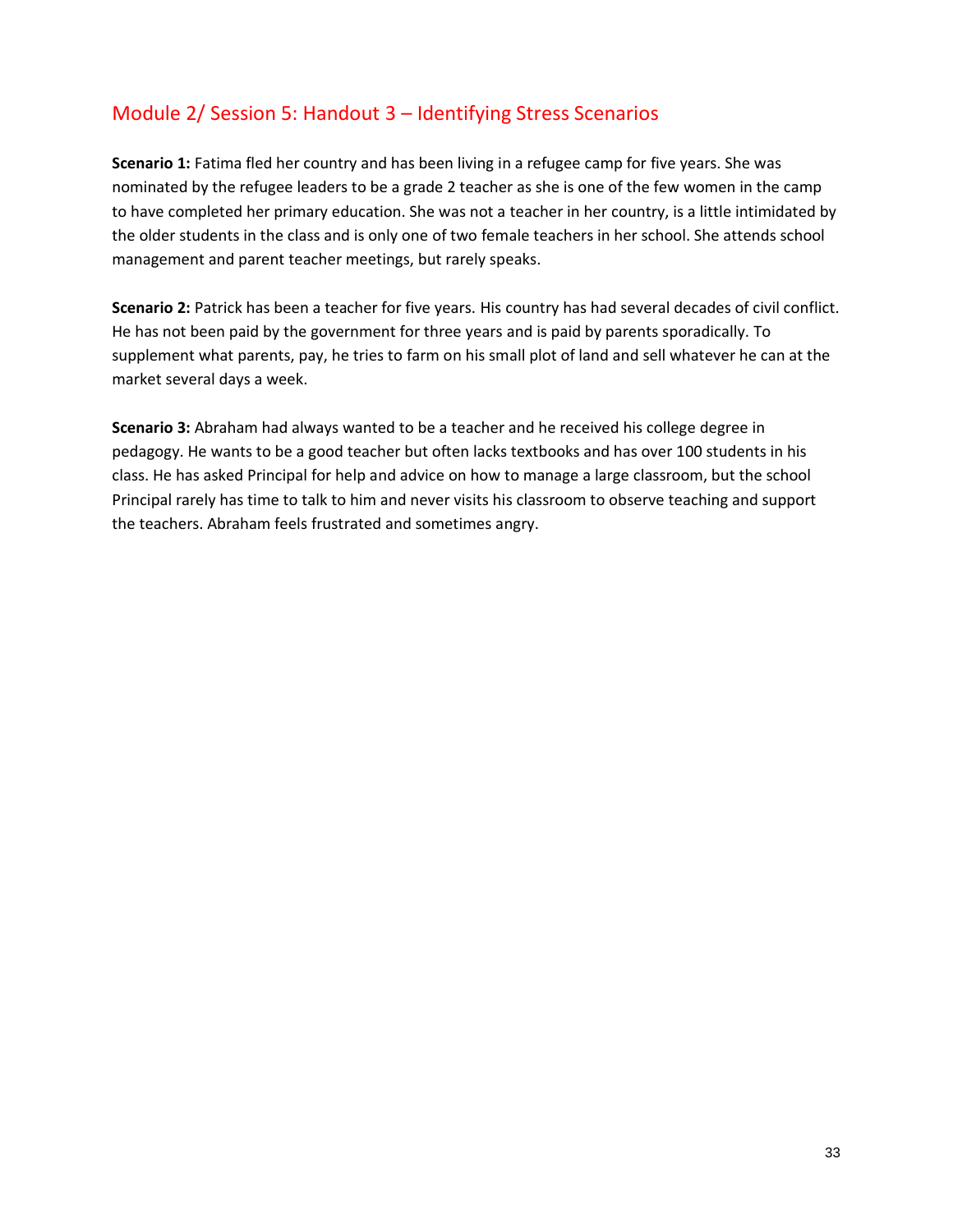## Module 2/ Session 5: Handout 3 – Identifying Stress Scenarios

**Scenario 1:** Fatima fled her country and has been living in a refugee camp for five years. She was nominated by the refugee leaders to be a grade 2 teacher as she is one of the few women in the camp to have completed her primary education. She was not a teacher in her country, is a little intimidated by the older students in the class and is only one of two female teachers in her school. She attends school management and parent teacher meetings, but rarely speaks.

**Scenario 2:** Patrick has been a teacher for five years. His country has had several decades of civil conflict. He has not been paid by the government for three years and is paid by parents sporadically. To supplement what parents, pay, he tries to farm on his small plot of land and sell whatever he can at the market several days a week.

**Scenario 3:** Abraham had always wanted to be a teacher and he received his college degree in pedagogy. He wants to be a good teacher but often lacks textbooks and has over 100 students in his class. He has asked Principal for help and advice on how to manage a large classroom, but the school Principal rarely has time to talk to him and never visits his classroom to observe teaching and support the teachers. Abraham feels frustrated and sometimes angry.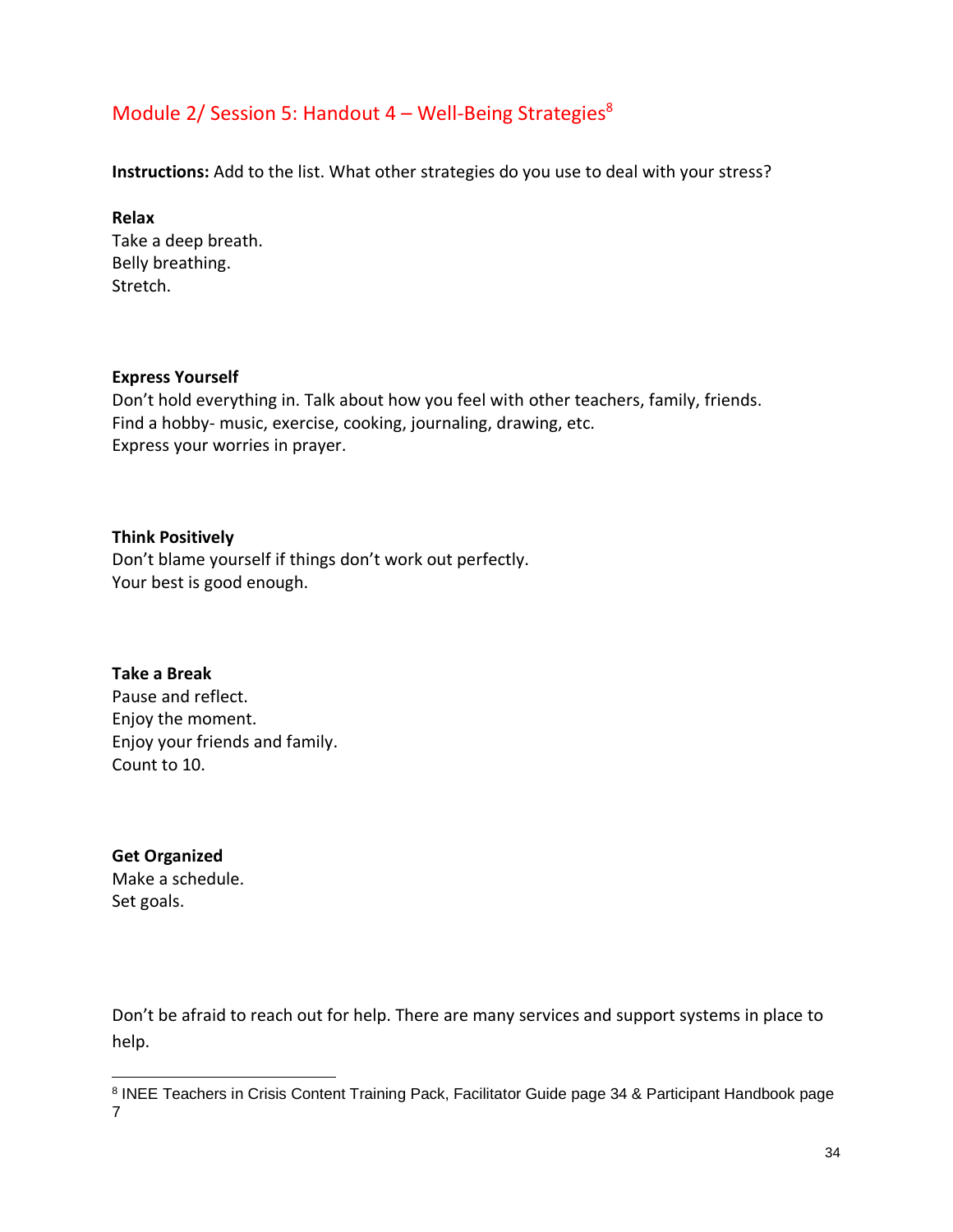## Module 2/ Session 5: Handout 4 – Well-Being Strategies[8]

**Instructions:** Add to the list. What other strategies do you use to deal with your stress?

**Relax**
Take a deep breath.
Belly breathing.
Stretch.

**Express Yourself**
Don't hold everything in. Talk about how you feel with other teachers, family, friends.
Find a hobby- music, exercise, cooking, journaling, drawing, etc.
Express your worries in prayer.

**Think Positively**
Don't blame yourself if things don't work out perfectly.
Your best is good enough.

**Take a Break**
Pause and reflect.
Enjoy the moment.
Enjoy your friends and family.
Count to 10.

**Get Organized**
Make a schedule.
Set goals.

Don't be afraid to reach out for help. There are many services and support systems in place to help.

---

[8] INEE Teachers in Crisis Content Training Pack, Facilitator Guide page 34 & Participant Handbook page 7